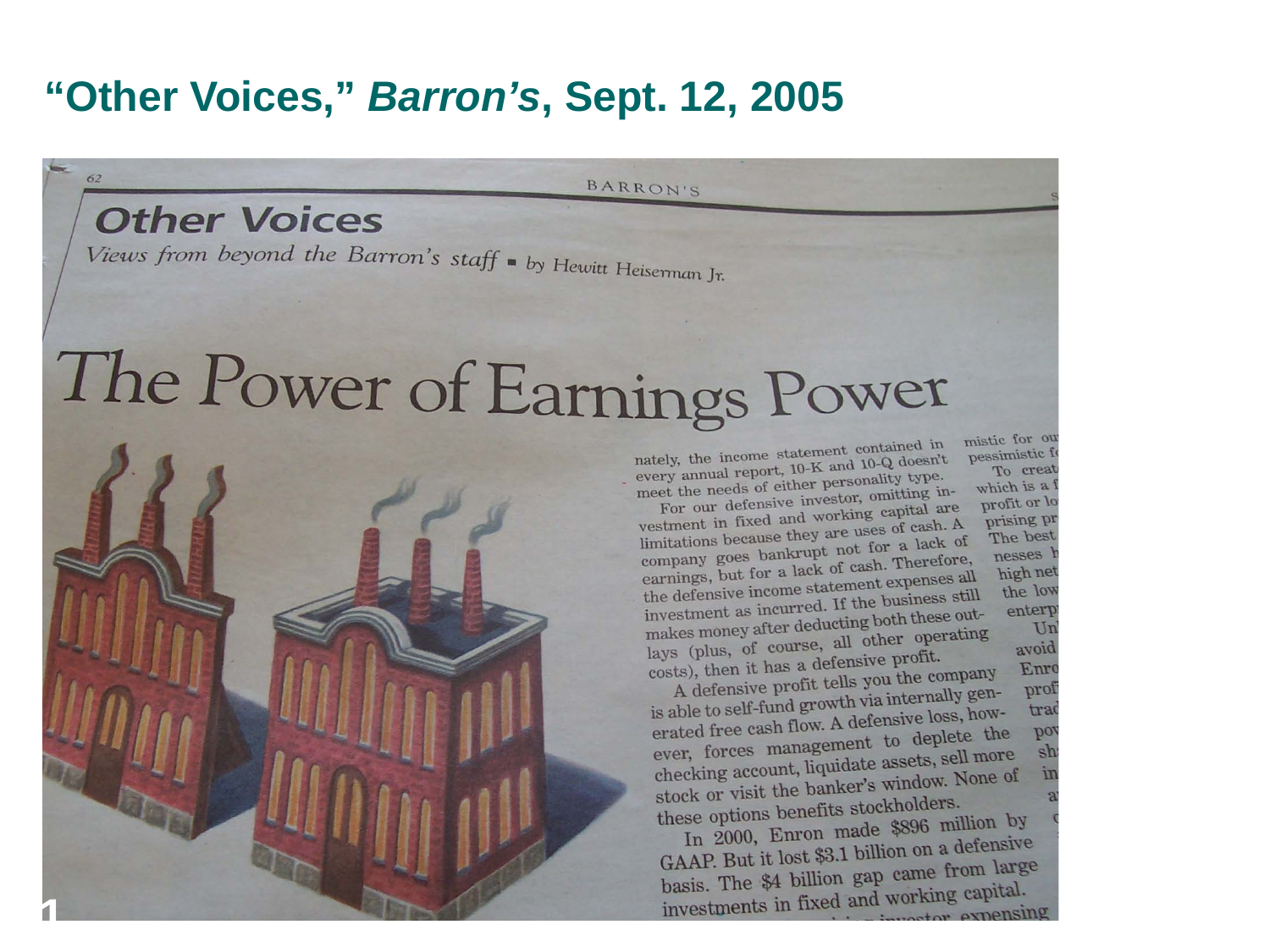# "Other Voices," *Barron's*, Sept. 12, 2005

## Other Voices

*Views from beyond the Barron's staff* ▪ *by Hewitt Heiserman Jr.*

# The Power of Earnings Power

nately, the income statement contained in every annual report, 10-K and 10-Q doesn't meet the needs of either personality type.

For our defensive investor, omitting investment in fixed and working capital are limitations because they are uses of cash. A company goes bankrupt not for a lack of earnings, but for a lack of cash. Therefore, the defensive income statement expenses all investment as incurred. If the business still makes money after deducting both these outlays (plus, of course, all other operating costs), then it has a defensive profit.

A defensive profit tells you the company is able to self-fund growth via internally generated free cash flow. A defensive loss, however, forces management to deplete the checking account, liquidate assets, sell more stock or visit the banker's window. None of these options benefits stockholders.

In 2000, Enron made \$896 million by GAAP. But it lost \$3.1 billion on a defensive basis. The \$4 billion gap came from large investments in fixed and working capital.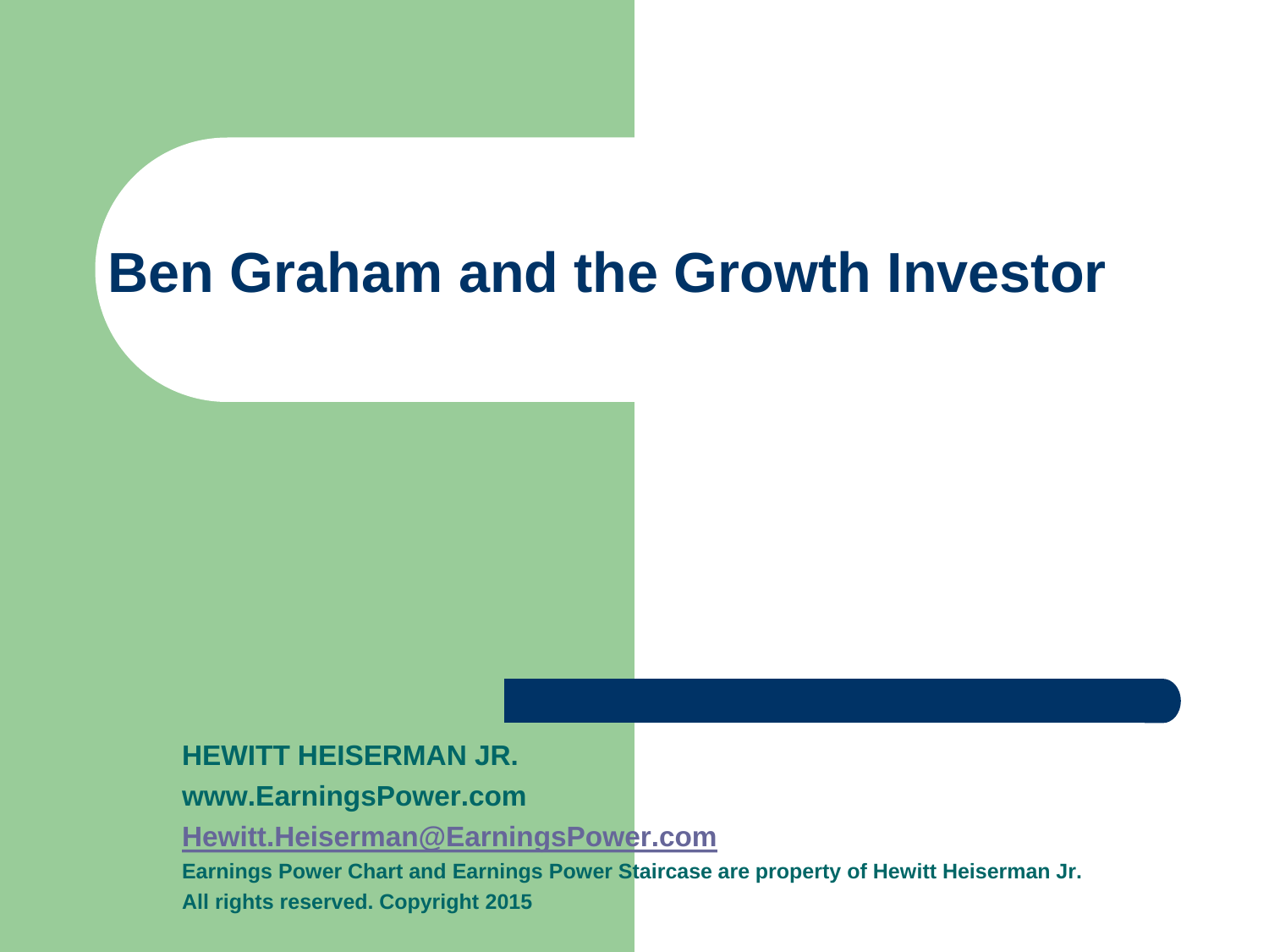# Ben Graham and the Growth Investor

**HEWITT HEISERMAN JR.**

**www.EarningsPower.com**

**Hewitt.Heiserman@EarningsPower.com**

**Earnings Power Chart and Earnings Power Staircase are property of Hewitt Heiserman Jr. All rights reserved. Copyright 2015**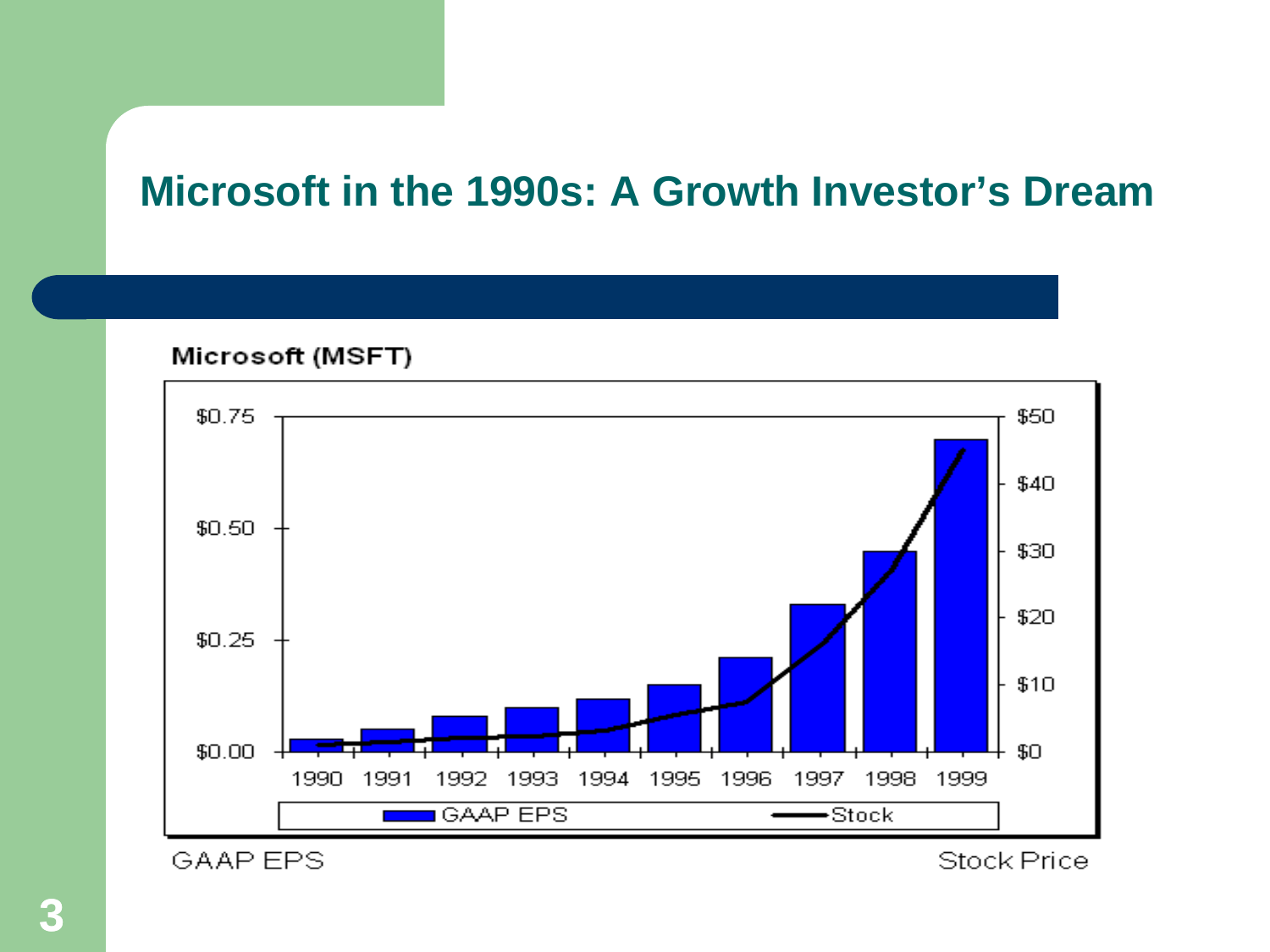# Microsoft in the 1990s: A Growth Investor's Dream

Microsoft (MSFT)

$0.75 $0.50 $0.25 $0.00

$50 $40 $30 $20 $10 $0

1990 1991 1992 1993 1994 1995 1996 1997 1998 1999

GAAP EPS Stock

GAAP EPS

Stock Price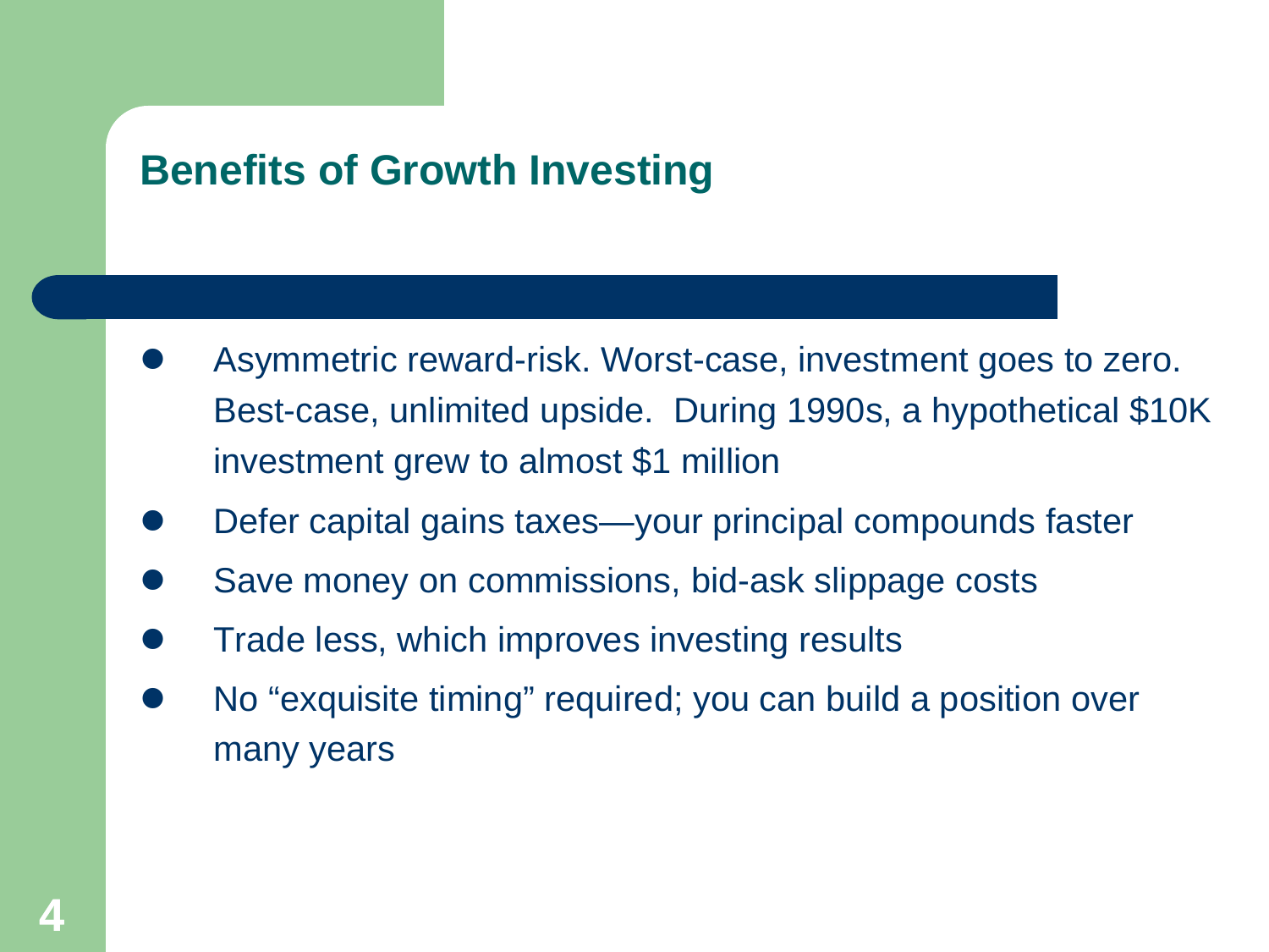## Benefits of Growth Investing

- Asymmetric reward-risk. Worst-case, investment goes to zero. Best-case, unlimited upside. During 1990s, a hypothetical $10K investment grew to almost $1 million
- Defer capital gains taxes—your principal compounds faster
- Save money on commissions, bid-ask slippage costs
- Trade less, which improves investing results
- No "exquisite timing" required; you can build a position over many years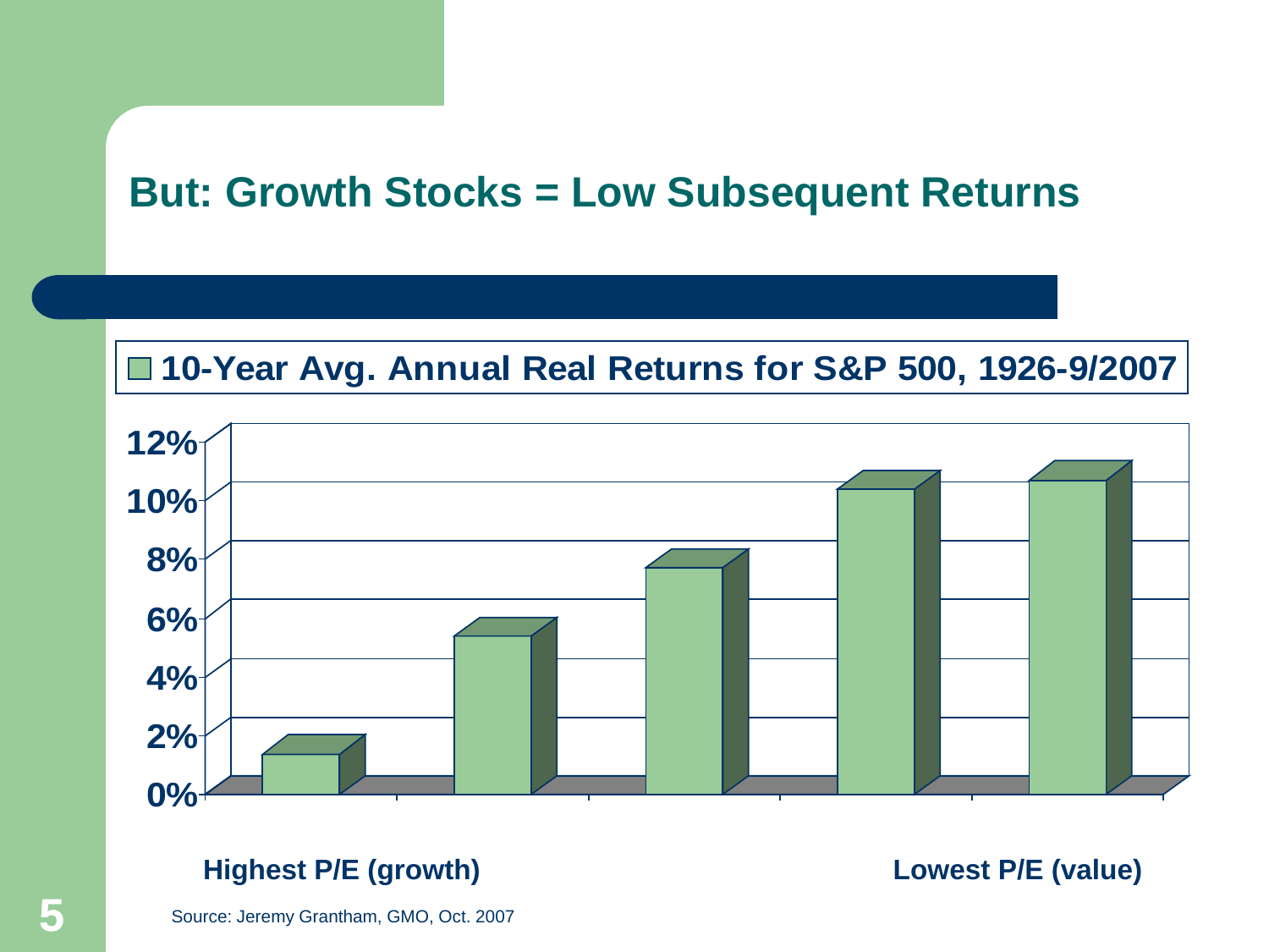# But: Growth Stocks = Low Subsequent Returns

10-Year Avg. Annual Real Returns for S&P 500, 1926-9/2007

12%
10%
8%
6%
4%
2%
0%

Highest P/E (growth)

Lowest P/E (value)

Source: Jeremy Grantham, GMO, Oct. 2007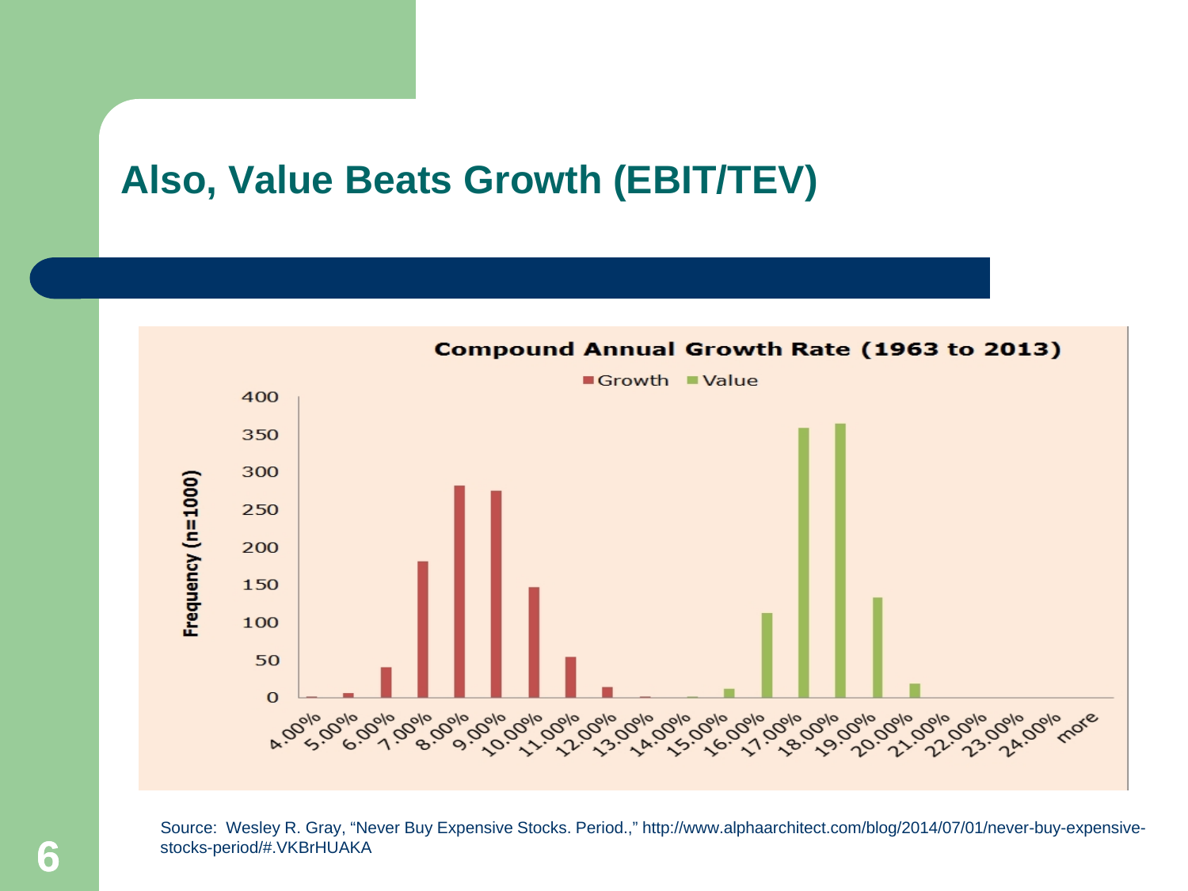## Also, Value Beats Growth (EBIT/TEV)

**Compound Annual Growth Rate (1963 to 2013)**

Legend: Growth, Value

Frequency (n=1000)

400, 350, 300, 250, 200, 150, 100, 50, 0

4.00% 5.00% 6.00% 7.00% 8.00% 9.00% 10.00% 11.00% 12.00% 13.00% 14.00% 15.00% 16.00% 17.00% 18.00% 19.00% 20.00% 21.00% 22.00% 23.00% 24.00% more

Source: Wesley R. Gray, "Never Buy Expensive Stocks. Period.," http://www.alphaarchitect.com/blog/2014/07/01/never-buy-expensive-stocks-period/#.VKBrHUAKA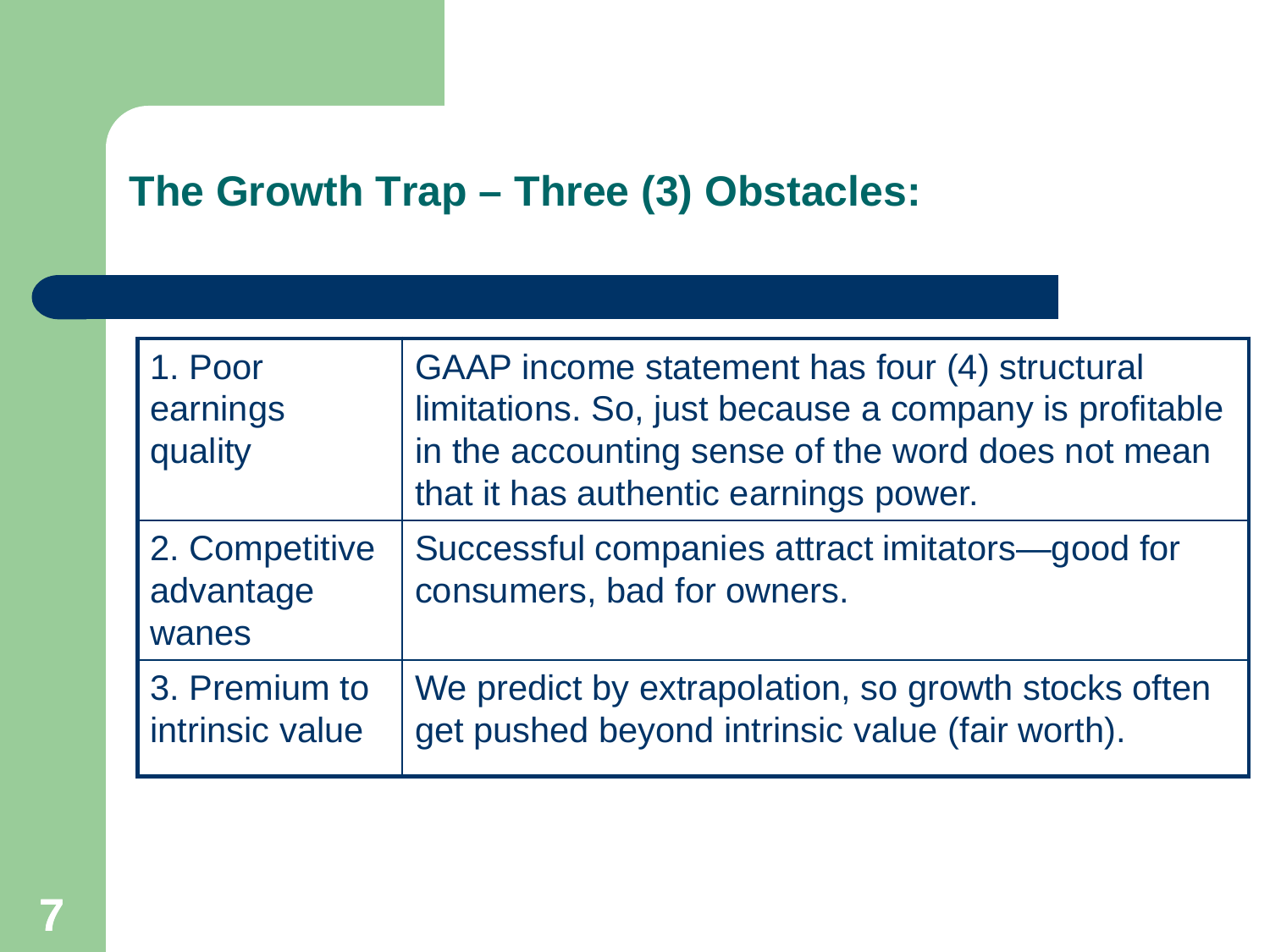## The Growth Trap – Three (3) Obstacles:

| | |
|---|---|
| 1. Poor earnings quality | GAAP income statement has four (4) structural limitations. So, just because a company is profitable in the accounting sense of the word does not mean that it has authentic earnings power. |
| 2. Competitive advantage wanes | Successful companies attract imitators—good for consumers, bad for owners. |
| 3. Premium to intrinsic value | We predict by extrapolation, so growth stocks often get pushed beyond intrinsic value (fair worth). |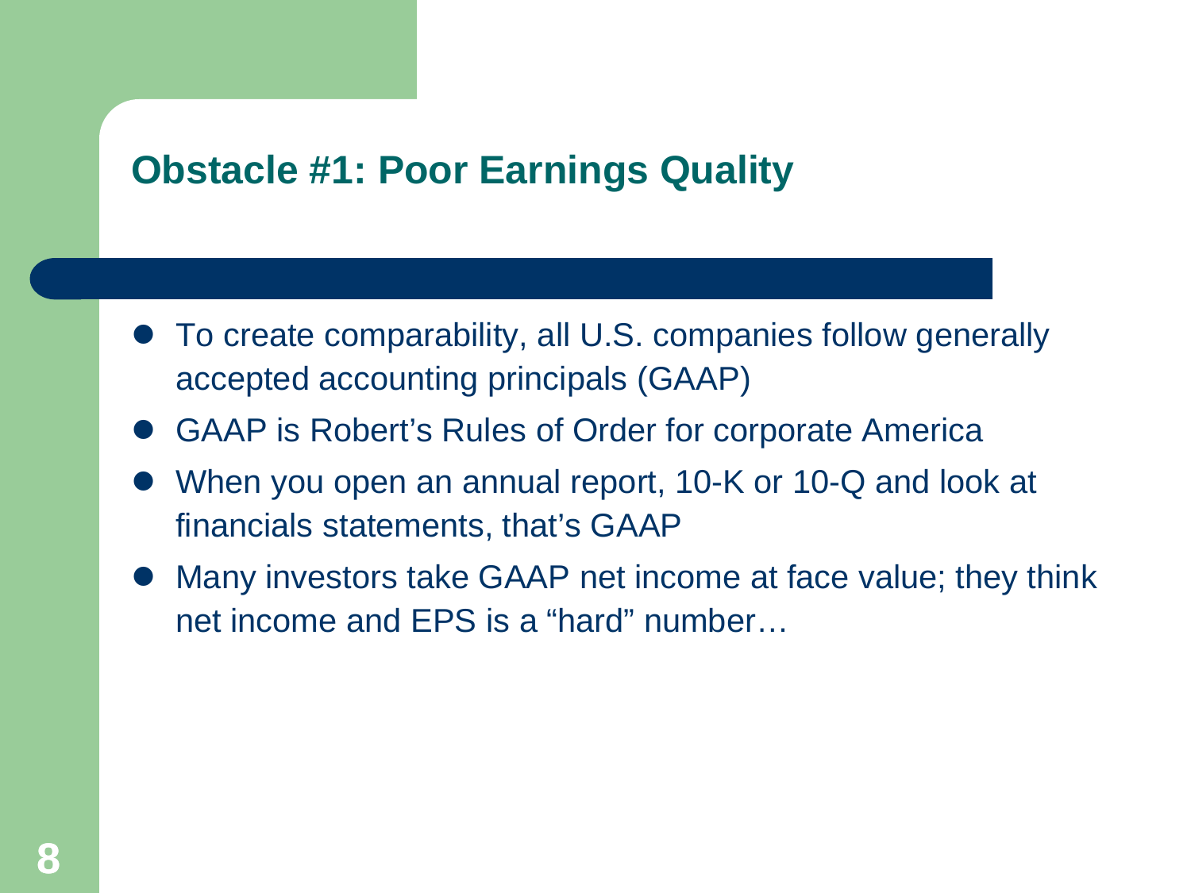## Obstacle #1: Poor Earnings Quality

- To create comparability, all U.S. companies follow generally accepted accounting principals (GAAP)
- GAAP is Robert's Rules of Order for corporate America
- When you open an annual report, 10-K or 10-Q and look at financials statements, that's GAAP
- Many investors take GAAP net income at face value; they think net income and EPS is a "hard" number…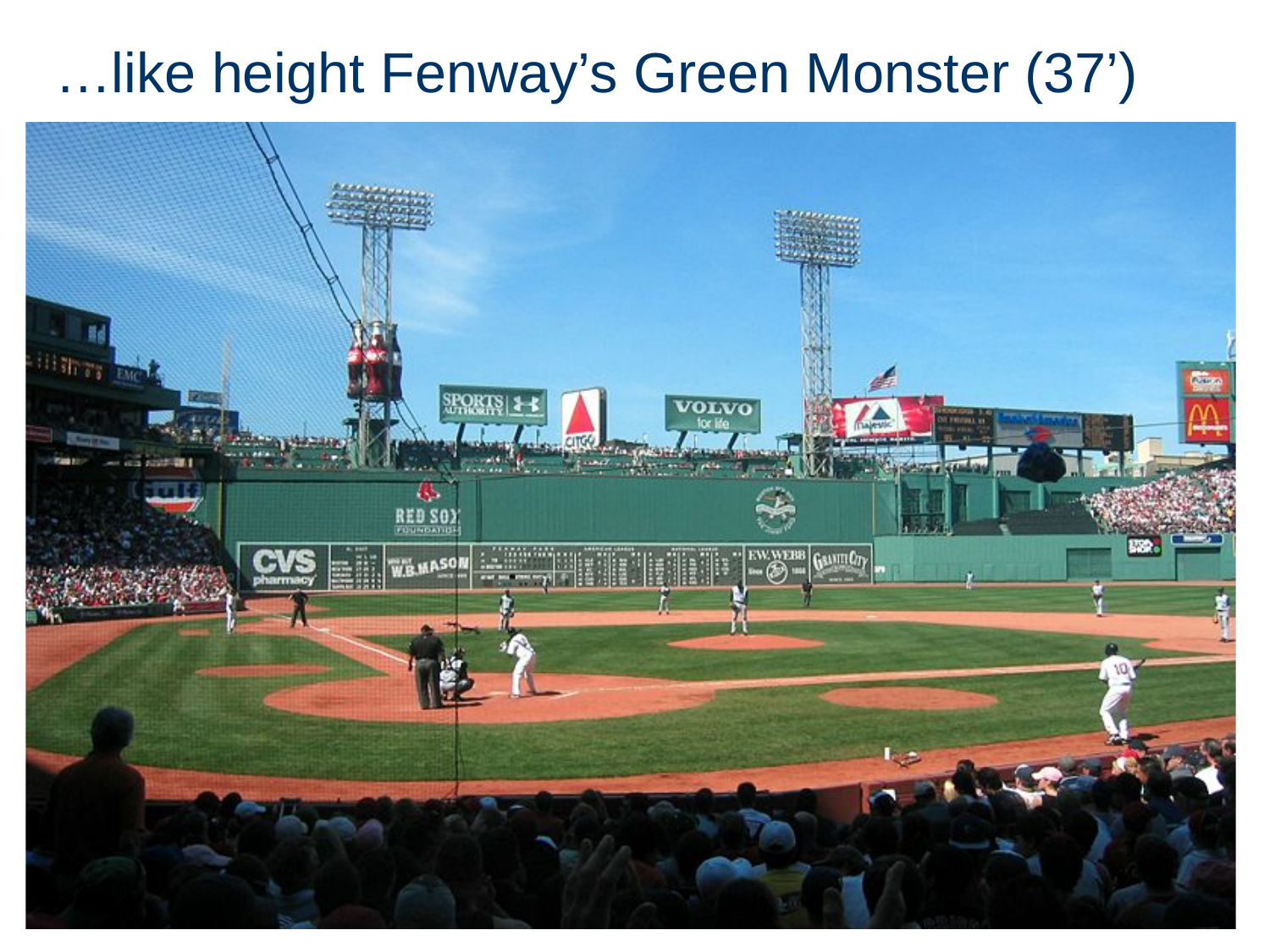# …like height Fenway's Green Monster (37')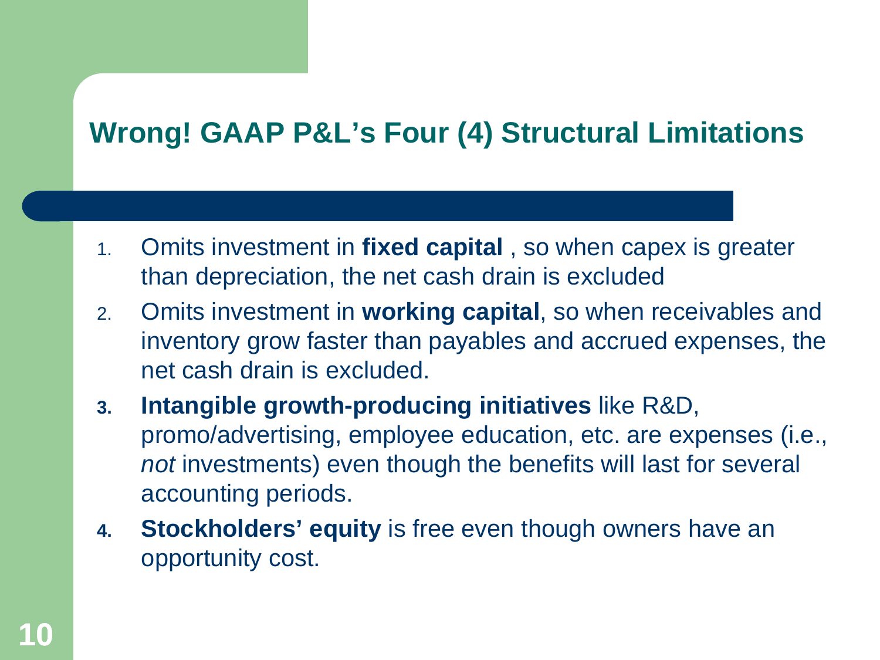## Wrong! GAAP P&L's Four (4) Structural Limitations

1. Omits investment in **fixed capital** , so when capex is greater than depreciation, the net cash drain is excluded
2. Omits investment in **working capital**, so when receivables and inventory grow faster than payables and accrued expenses, the net cash drain is excluded.
3. **Intangible growth-producing initiatives** like R&D, promo/advertising, employee education, etc. are expenses (i.e., *not* investments) even though the benefits will last for several accounting periods.
4. **Stockholders' equity** is free even though owners have an opportunity cost.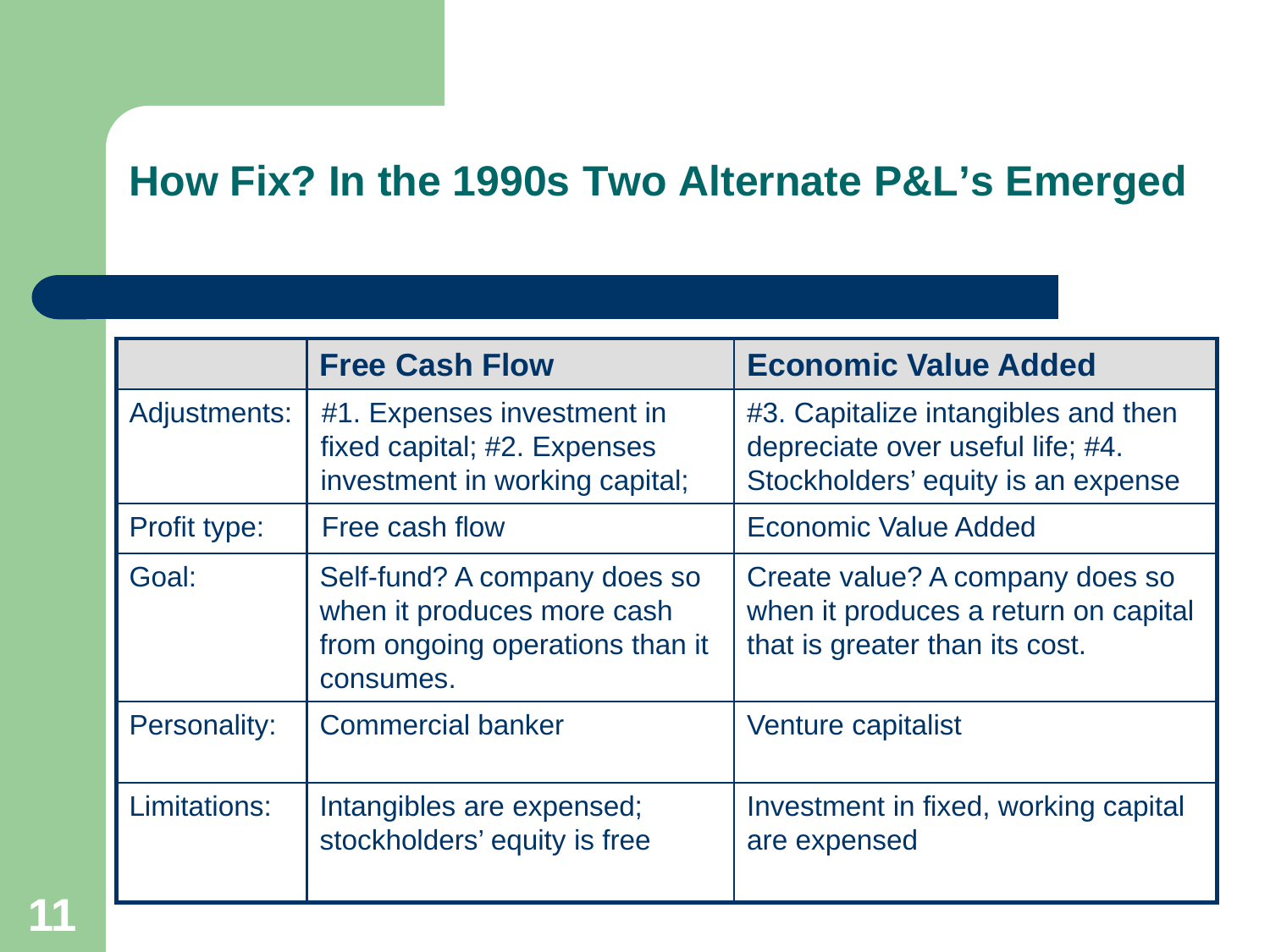# How Fix? In the 1990s Two Alternate P&L's Emerged

| | **Free Cash Flow** | **Economic Value Added** |
|---|---|---|
| Adjustments: | #1. Expenses investment in fixed capital; #2. Expenses investment in working capital; | #3. Capitalize intangibles and then depreciate over useful life; #4. Stockholders' equity is an expense |
| Profit type: | Free cash flow | Economic Value Added |
| Goal: | Self-fund? A company does so when it produces more cash from ongoing operations than it consumes. | Create value? A company does so when it produces a return on capital that is greater than its cost. |
| Personality: | Commercial banker | Venture capitalist |
| Limitations: | Intangibles are expensed; stockholders' equity is free | Investment in fixed, working capital are expensed |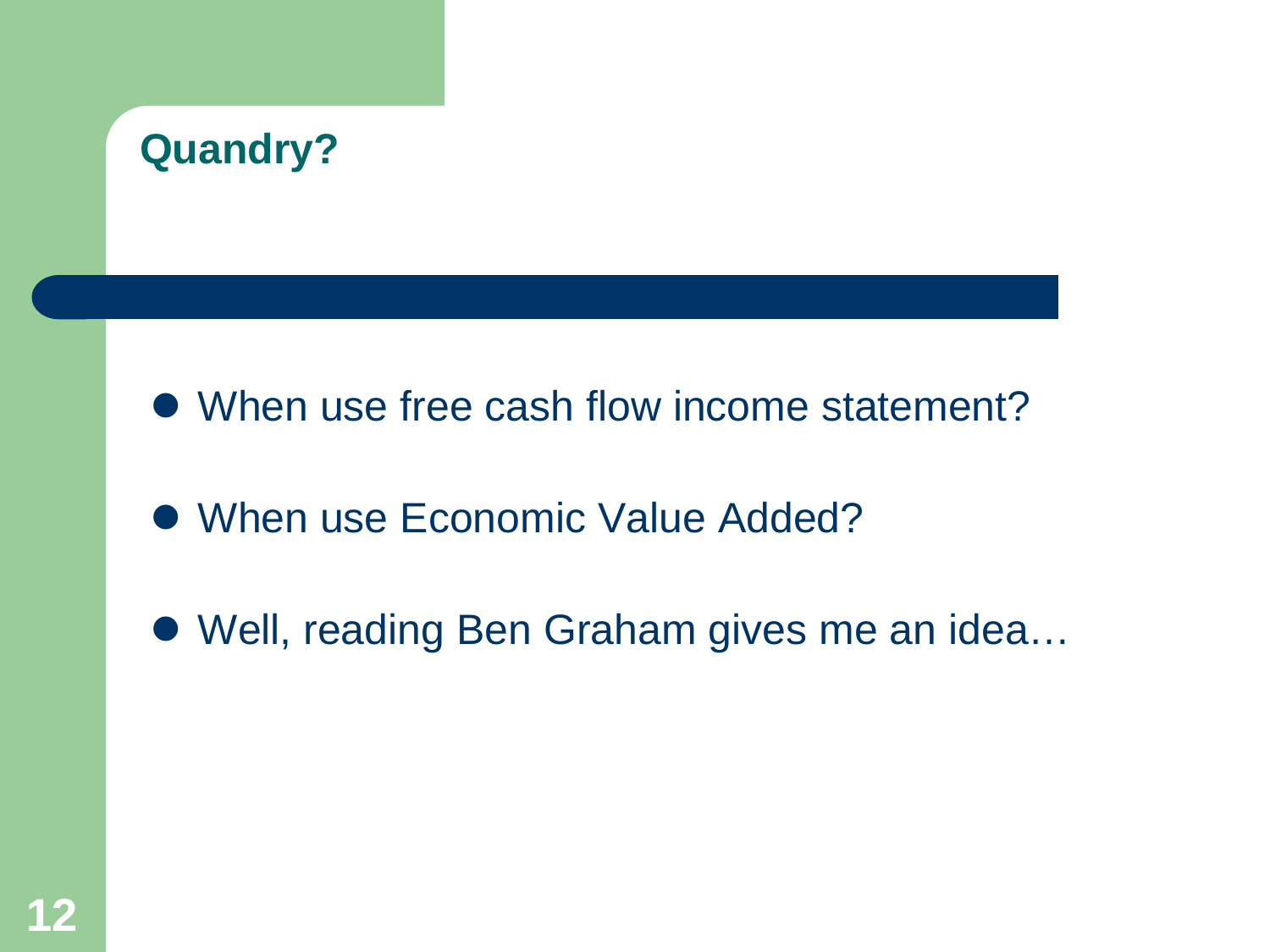## Quandry?

- When use free cash flow income statement?
- When use Economic Value Added?
- Well, reading Ben Graham gives me an idea…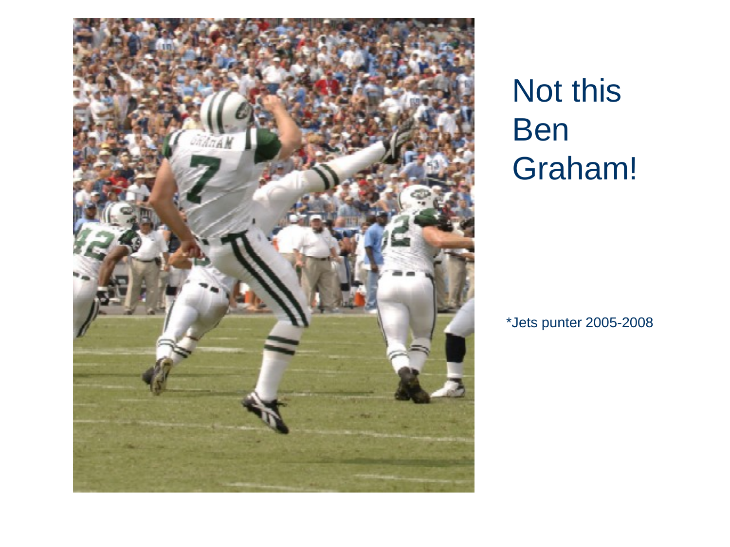# Not this Ben Graham!

*Jets punter 2005-2008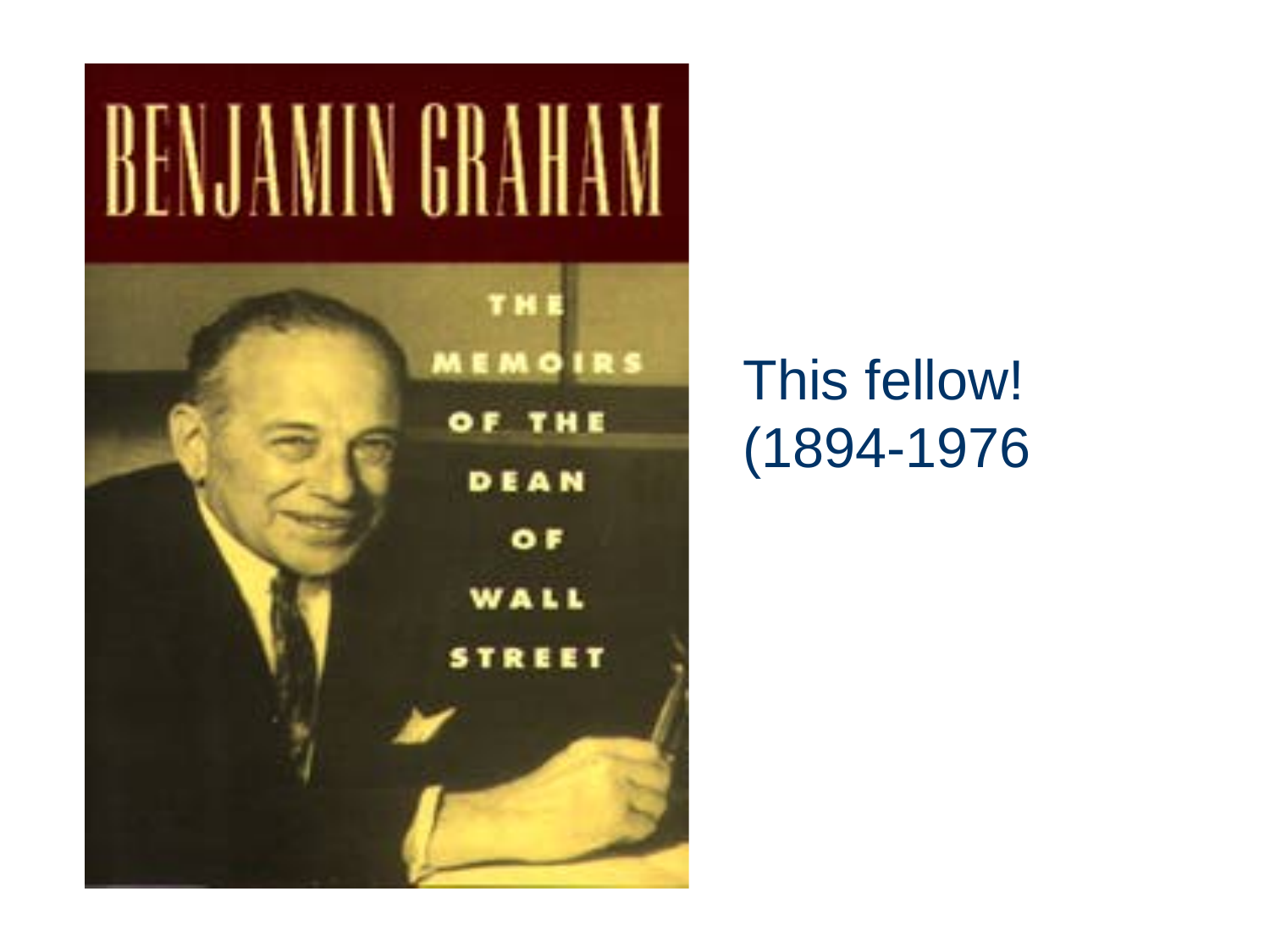BENJAMIN GRAHAM

THE MEMOIRS OF THE DEAN OF WALL STREET

This fellow!
(1894-1976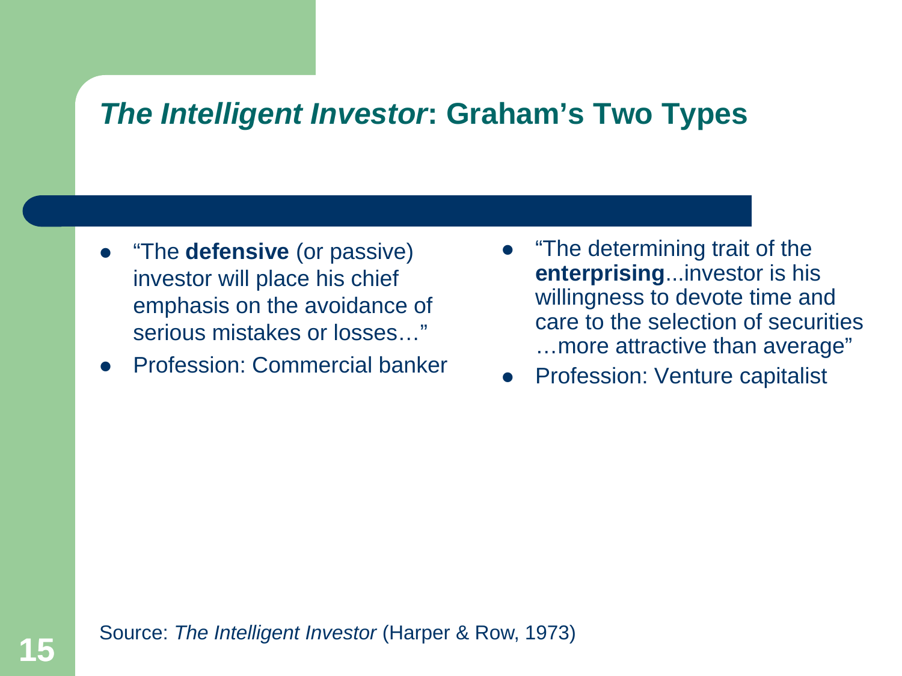# *The Intelligent Investor*: Graham's Two Types

- "The **defensive** (or passive) investor will place his chief emphasis on the avoidance of serious mistakes or losses…"
- Profession: Commercial banker

- "The determining trait of the **enterprising**...investor is his willingness to devote time and care to the selection of securities …more attractive than average"
- Profession: Venture capitalist

Source: *The Intelligent Investor* (Harper & Row, 1973)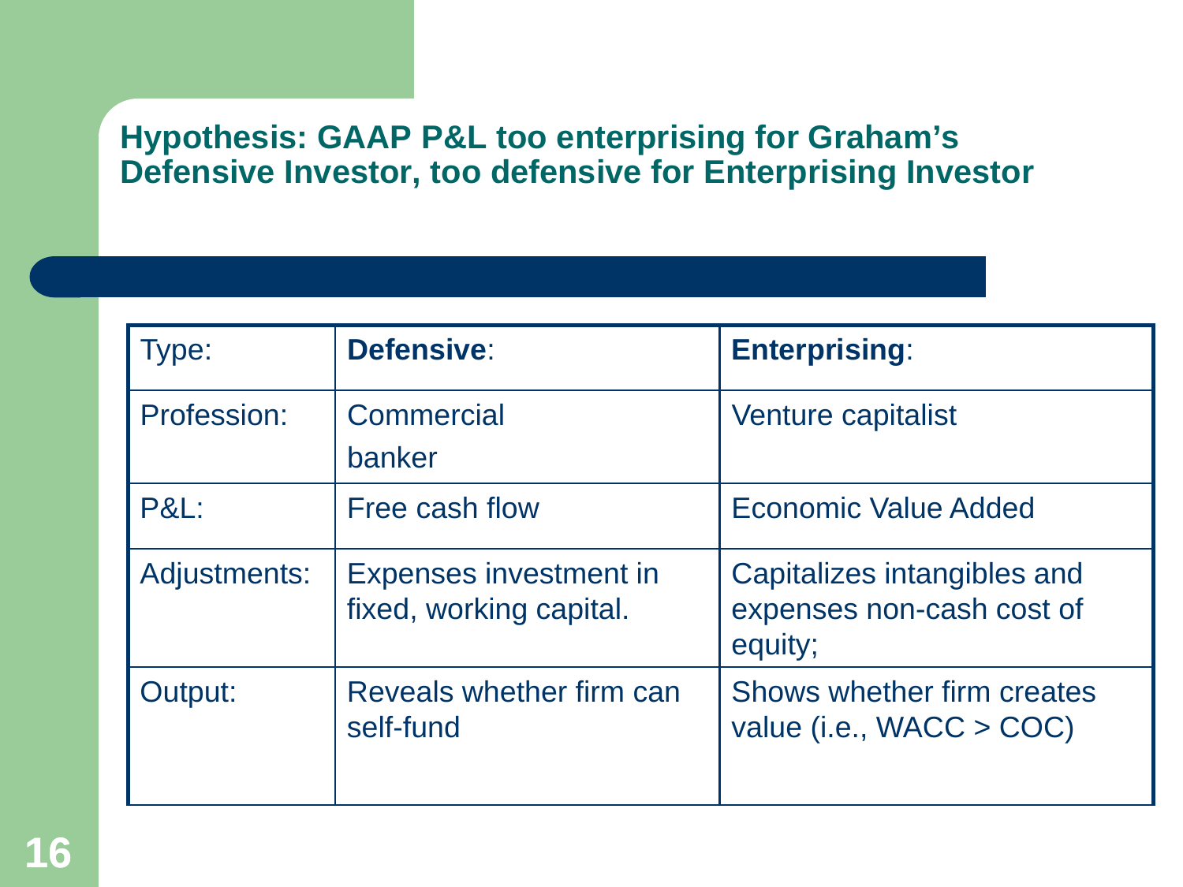## Hypothesis: GAAP P&L too enterprising for Graham's Defensive Investor, too defensive for Enterprising Investor

| Type: | **Defensive**: | **Enterprising**: |
|---|---|---|
| Profession: | Commercial banker | Venture capitalist |
| P&L: | Free cash flow | Economic Value Added |
| Adjustments: | Expenses investment in fixed, working capital. | Capitalizes intangibles and expenses non-cash cost of equity; |
| Output: | Reveals whether firm can self-fund | Shows whether firm creates value (i.e., WACC > COC) |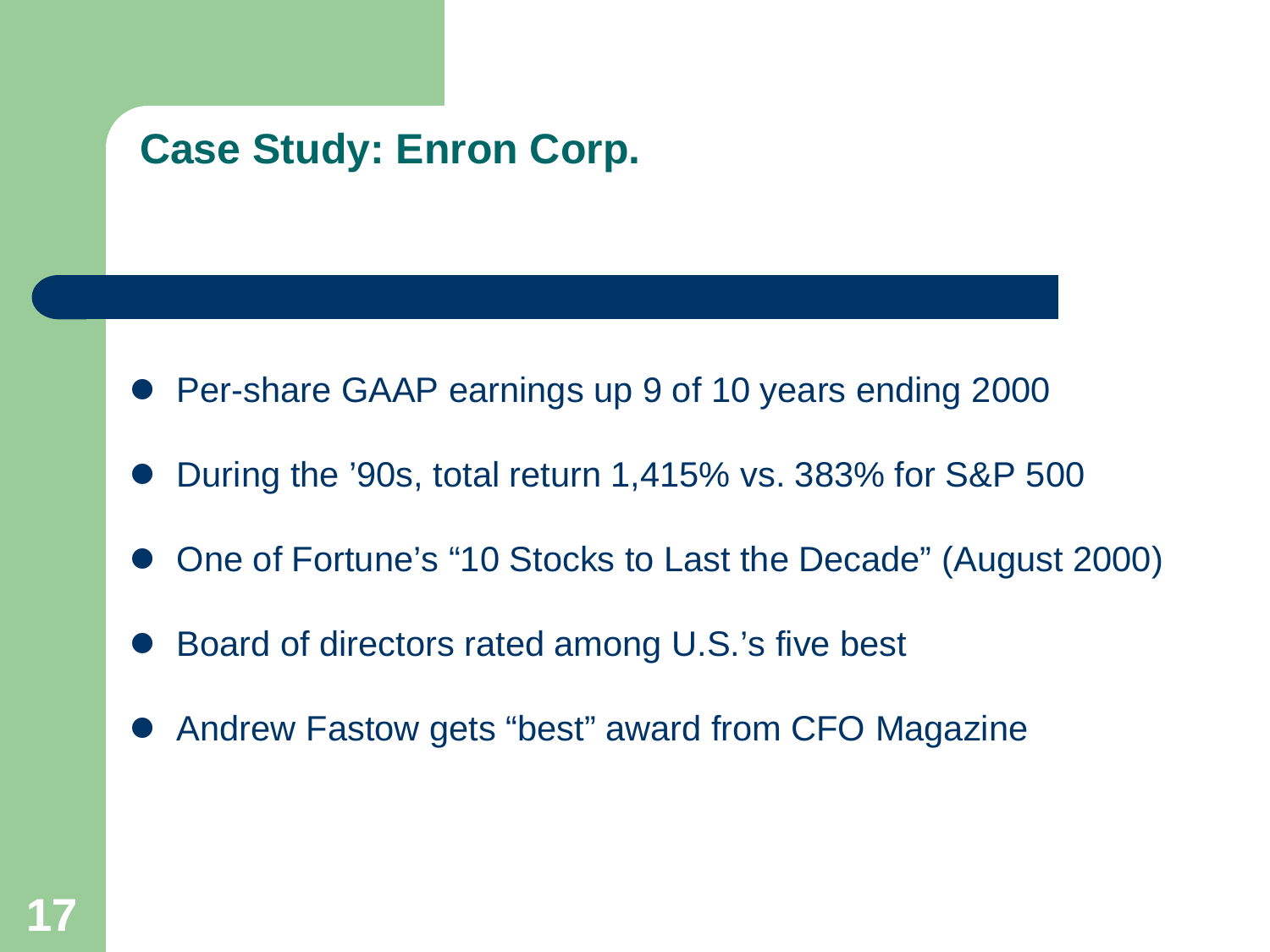## Case Study: Enron Corp.

- Per-share GAAP earnings up 9 of 10 years ending 2000
- During the ’90s, total return 1,415% vs. 383% for S&P 500
- One of Fortune’s “10 Stocks to Last the Decade” (August 2000)
- Board of directors rated among U.S.’s five best
- Andrew Fastow gets “best” award from CFO Magazine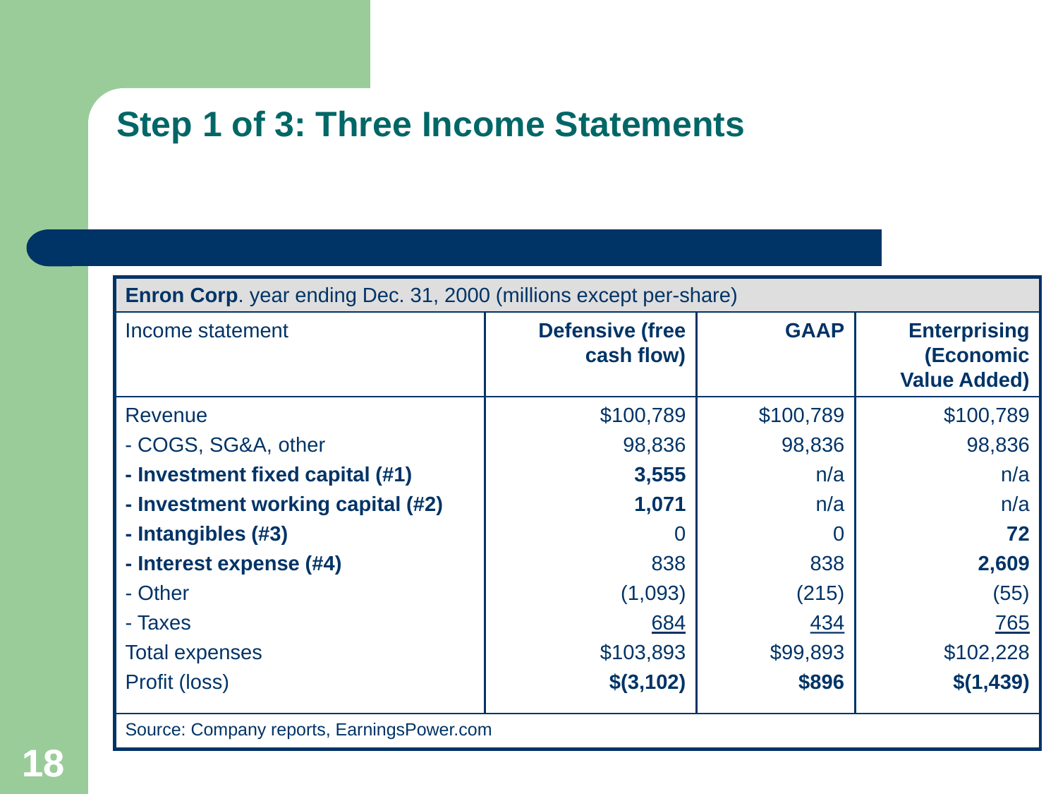# Step 1 of 3: Three Income Statements

| **Enron Corp**. year ending Dec. 31, 2000 (millions except per-share) | | | |
|---|---|---|---|
| Income statement | **Defensive (free cash flow)** | **GAAP** | **Enterprising (Economic Value Added)** |
| Revenue | $100,789 | $100,789 | $100,789 |
| - COGS, SG&A, other | 98,836 | 98,836 | 98,836 |
| **- Investment fixed capital (#1)** | **3,555** | n/a | n/a |
| **- Investment working capital (#2)** | **1,071** | n/a | n/a |
| **- Intangibles (#3)** | 0 | 0 | **72** |
| **- Interest expense (#4)** | 838 | 838 | **2,609** |
| - Other | (1,093) | (215) | (55) |
| - Taxes | 684 | 434 | 765 |
| Total expenses | $103,893 | $99,893 | $102,228 |
| Profit (loss) | **$(3,102)** | **$896** | **$(1,439)** |

Source: Company reports, EarningsPower.com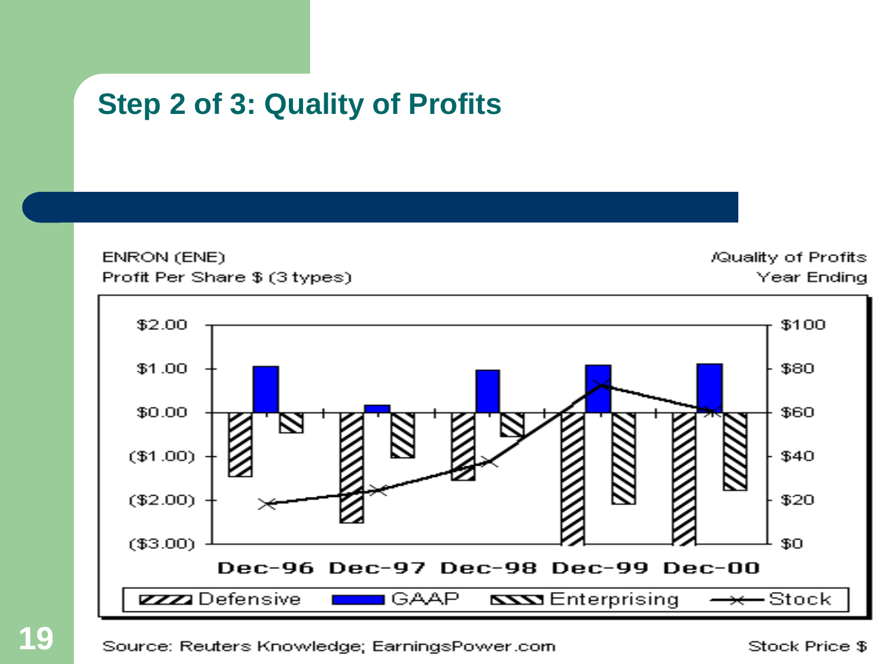## Step 2 of 3: Quality of Profits

ENRON (ENE)
Profit Per Share $ (3 types)

/Quality of Profits
Year Ending

$2.00
$1.00
$0.00
($1.00)
($2.00)
($3.00)

$100
$80
$60
$40
$20
$0

Dec-96 Dec-97 Dec-98 Dec-99 Dec-00

Defensive GAAP Enterprising Stock

Source: Reuters Knowledge; EarningsPower.com

Stock Price $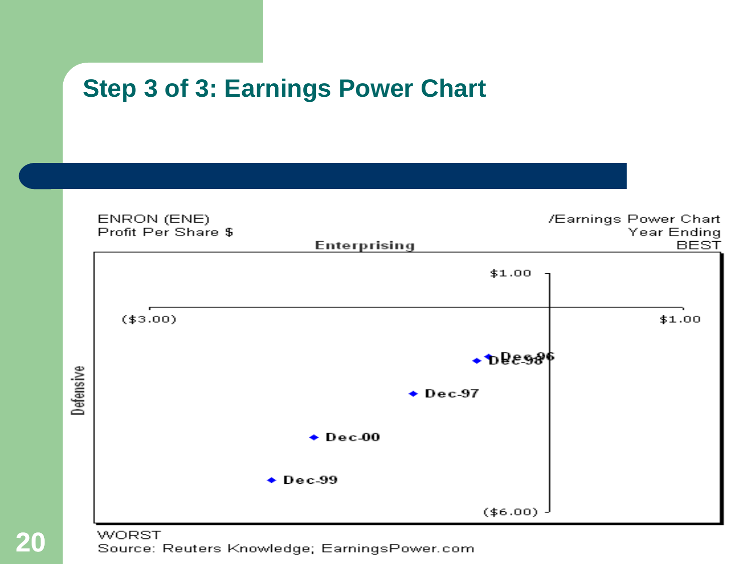## Step 3 of 3: Earnings Power Chart

ENRON (ENE)
Profit Per Share $

/Earnings Power Chart
Year Ending
BEST

Enterprising

$1.00

($3.00)

$1.00

Dec-96

Dec-98

Dec-97

Dec-00

Dec-99

($6.00)

Defensive

WORST

Source: Reuters Knowledge; EarningsPower.com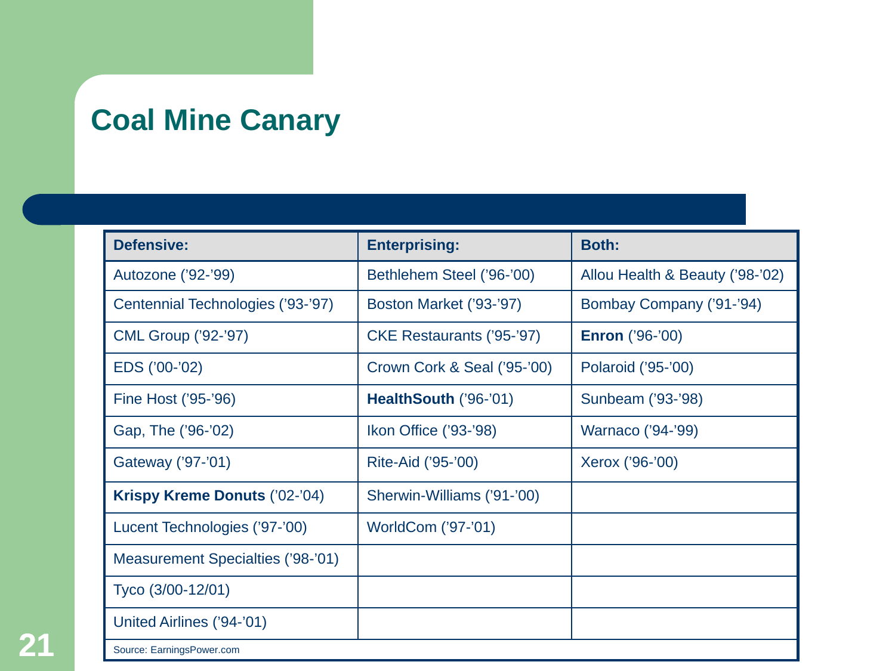# Coal Mine Canary

| Defensive: | Enterprising: | Both: |
| --- | --- | --- |
| Autozone ('92-'99) | Bethlehem Steel ('96-'00) | Allou Health & Beauty ('98-'02) |
| Centennial Technologies ('93-'97) | Boston Market ('93-'97) | Bombay Company ('91-'94) |
| CML Group ('92-'97) | CKE Restaurants ('95-'97) | **Enron** ('96-'00) |
| EDS ('00-'02) | Crown Cork & Seal ('95-'00) | Polaroid ('95-'00) |
| Fine Host ('95-'96) | **HealthSouth** ('96-'01) | Sunbeam ('93-'98) |
| Gap, The ('96-'02) | Ikon Office ('93-'98) | Warnaco ('94-'99) |
| Gateway ('97-'01) | Rite-Aid ('95-'00) | Xerox ('96-'00) |
| **Krispy Kreme Donuts** ('02-'04) | Sherwin-Williams ('91-'00) | |
| Lucent Technologies ('97-'00) | WorldCom ('97-'01) | |
| Measurement Specialties ('98-'01) | | |
| Tyco (3/00-12/01) | | |
| United Airlines ('94-'01) | | |

Source: EarningsPower.com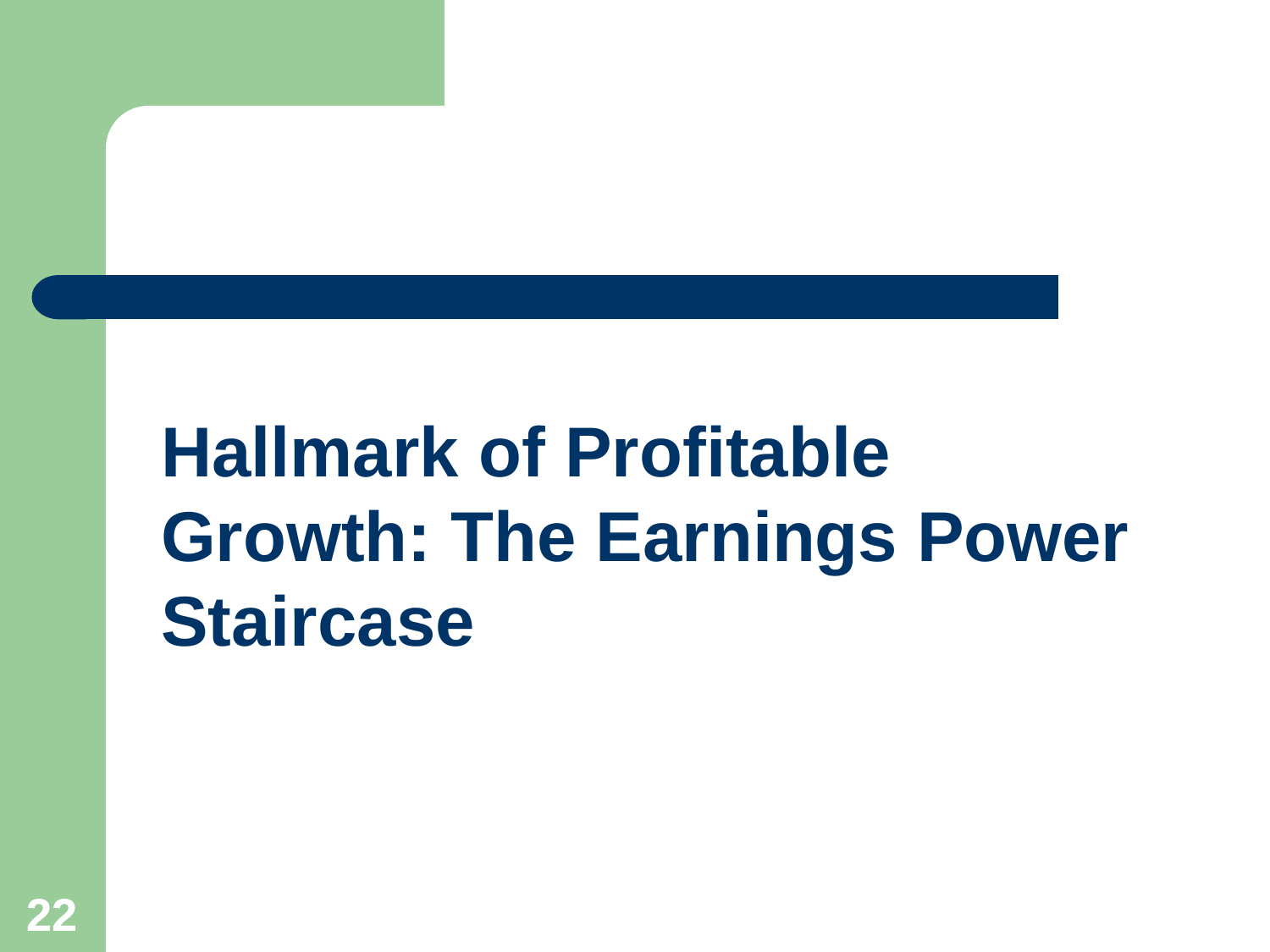# Hallmark of Profitable Growth: The Earnings Power Staircase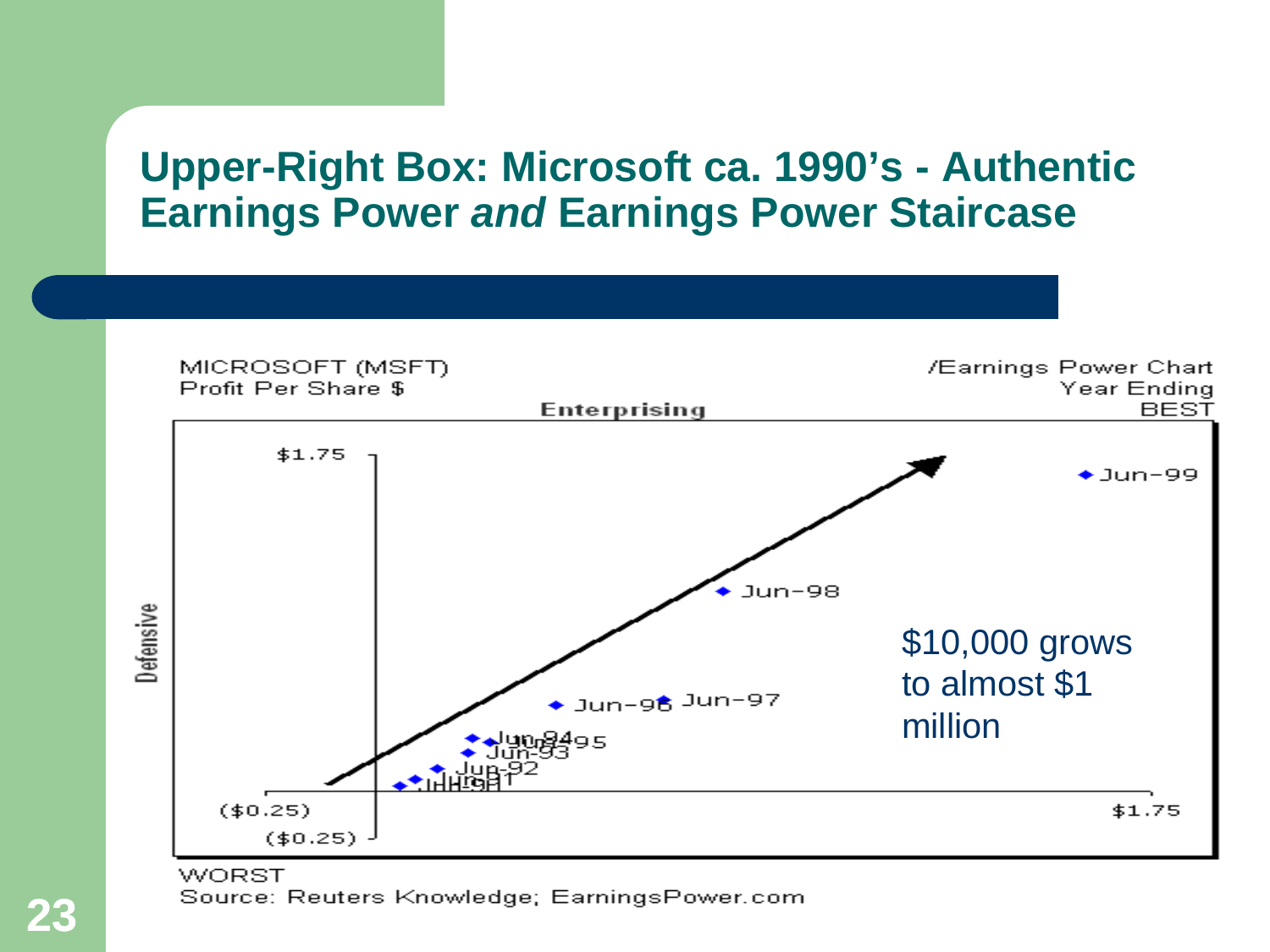## Upper-Right Box: Microsoft ca. 1990's - Authentic Earnings Power *and* Earnings Power Staircase

MICROSOFT (MSFT)
Profit Per Share $

/Earnings Power Chart
Year Ending
BEST

Enterprising

Defensive

$1.75

Jun-99

Jun-98

Jun-96 Jun-97

Jun-94 Jun-95

Jun-93

Jun-92

Jun-91

($0.25)

$1.75

($0.25)

$10,000 grows to almost $1 million

WORST

Source: Reuters Knowledge; EarningsPower.com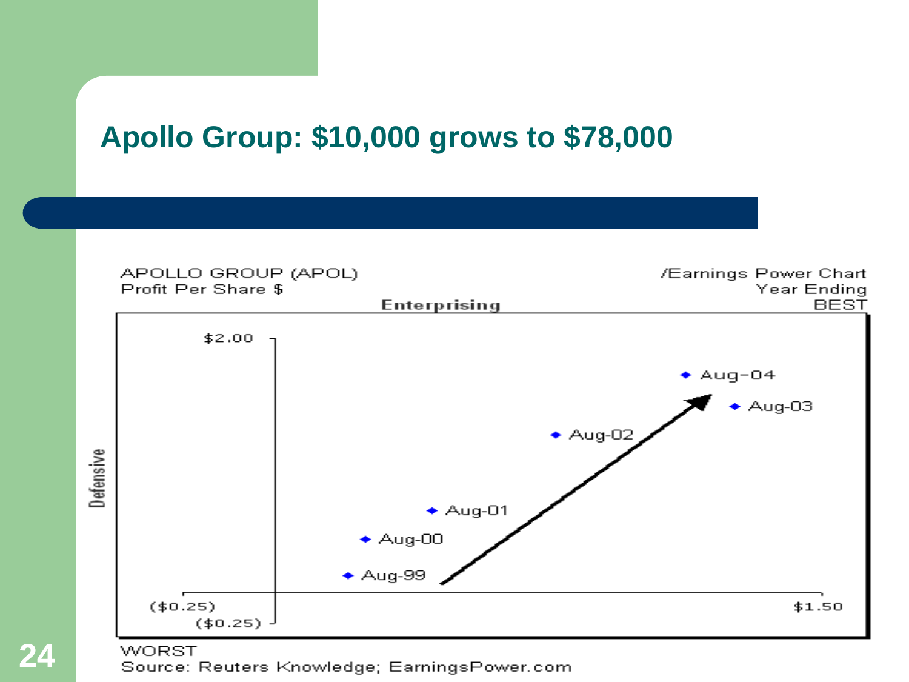# Apollo Group: $10,000 grows to $78,000

APOLLO GROUP (APOL)
Profit Per Share $

/Earnings Power Chart
Year Ending

Enterprising

BEST

$2.00

Aug-04

Aug-03

Aug-02

Defensive

Aug-01

Aug-00

Aug-99

($0.25)

$1.50

($0.25)

WORST

Source: Reuters Knowledge; EarningsPower.com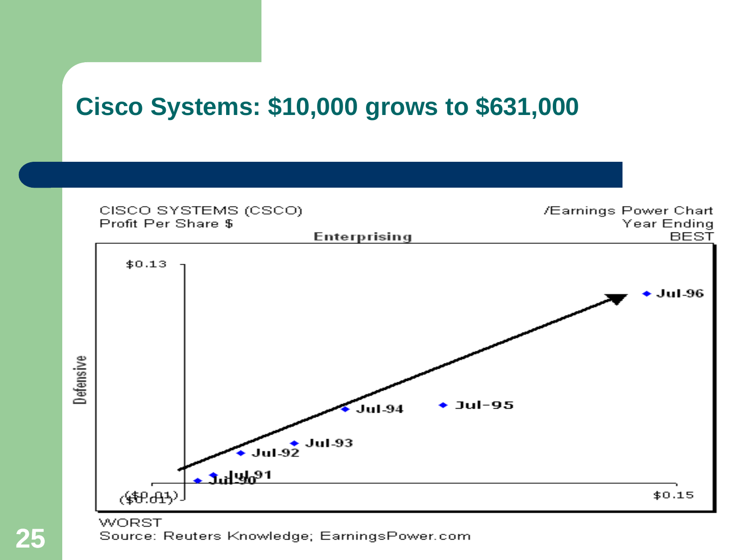# Cisco Systems: $10,000 grows to $631,000

CISCO SYSTEMS (CSCO)
Profit Per Share $

/Earnings Power Chart
Year Ending

Enterprising

BEST

$0.13

Defensive

Jul-96

Jul-95

Jul-94

Jul-93

Jul-92

Jul-91

Jul-90

($0.01)

$0.15

WORST

Source: Reuters Knowledge; EarningsPower.com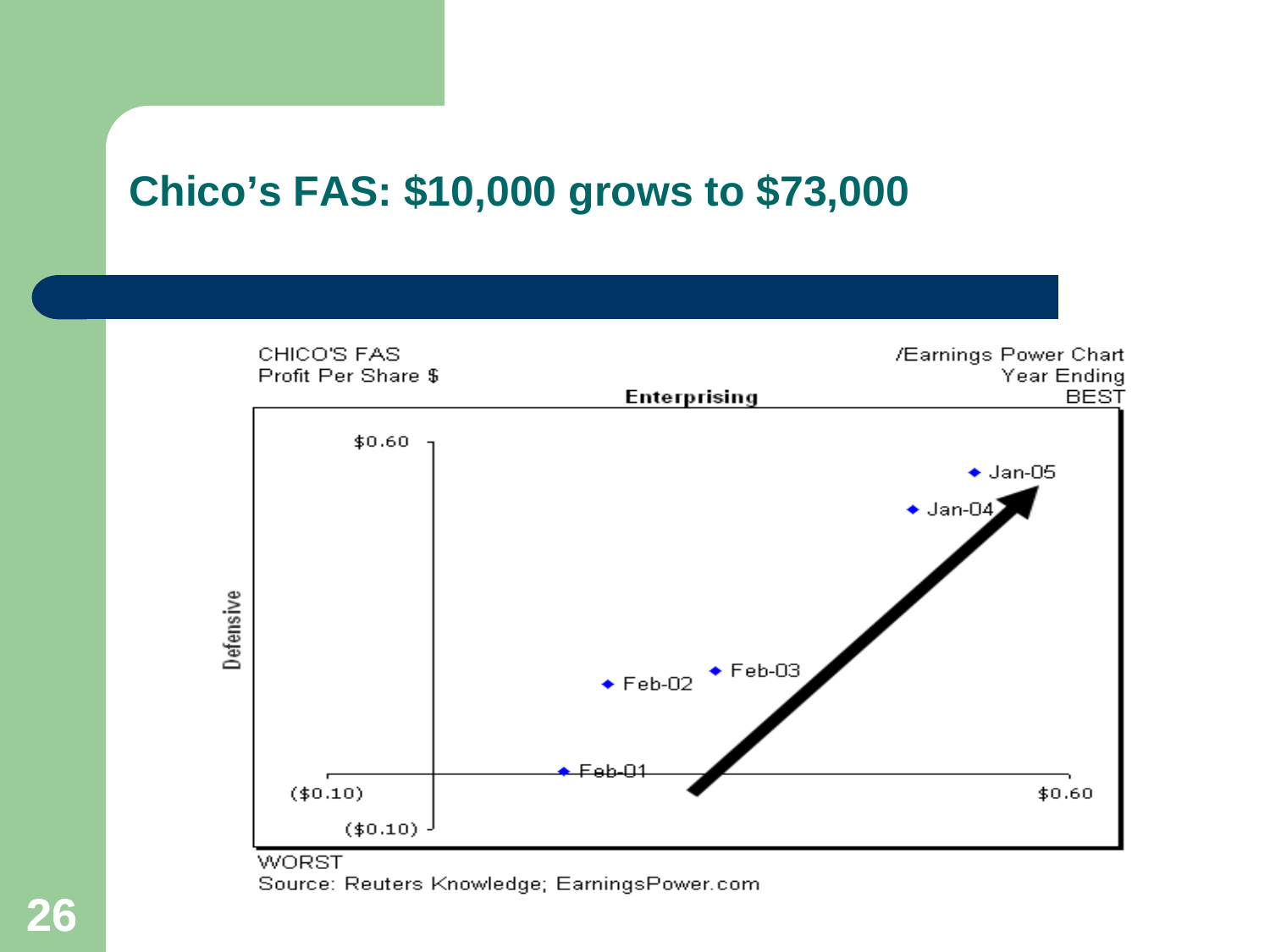# Chico's FAS: $10,000 grows to $73,000

CHICO'S FAS
Profit Per Share $

/Earnings Power Chart
Year Ending
BEST

Enterprising

Defensive

$0.60

Jan-05

Jan-04

Feb-03

Feb-02

Feb-01

($0.10)

$0.60

($0.10)

WORST

Source: Reuters Knowledge; EarningsPower.com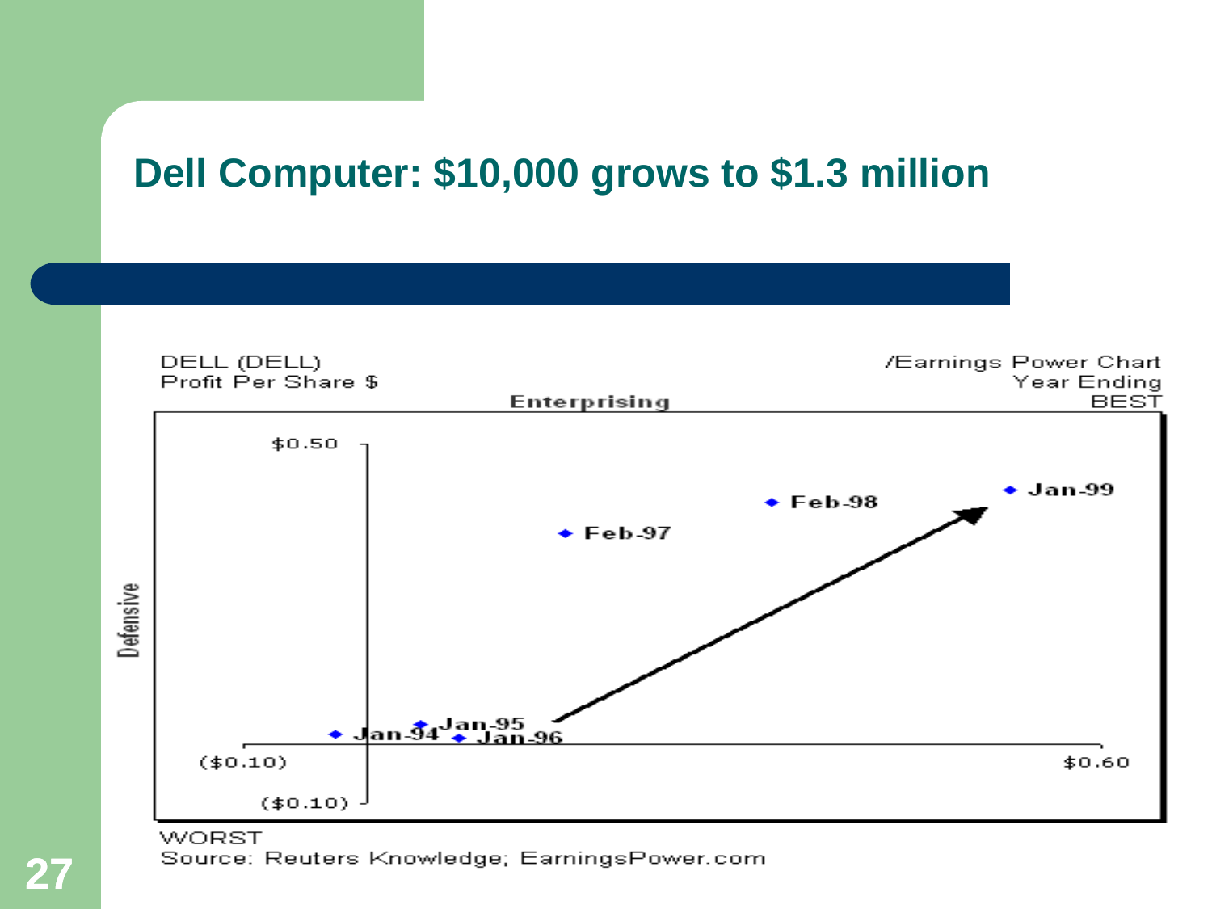# Dell Computer: $10,000 grows to $1.3 million

DELL (DELL)
Profit Per Share $

/Earnings Power Chart
Year Ending
BEST

Enterprising

Defensive

$0.50

($0.10)

($0.10)

$0.60

Jan-94

Jan-95

Jan-96

Feb-97

Feb-98

Jan-99

WORST

Source: Reuters Knowledge; EarningsPower.com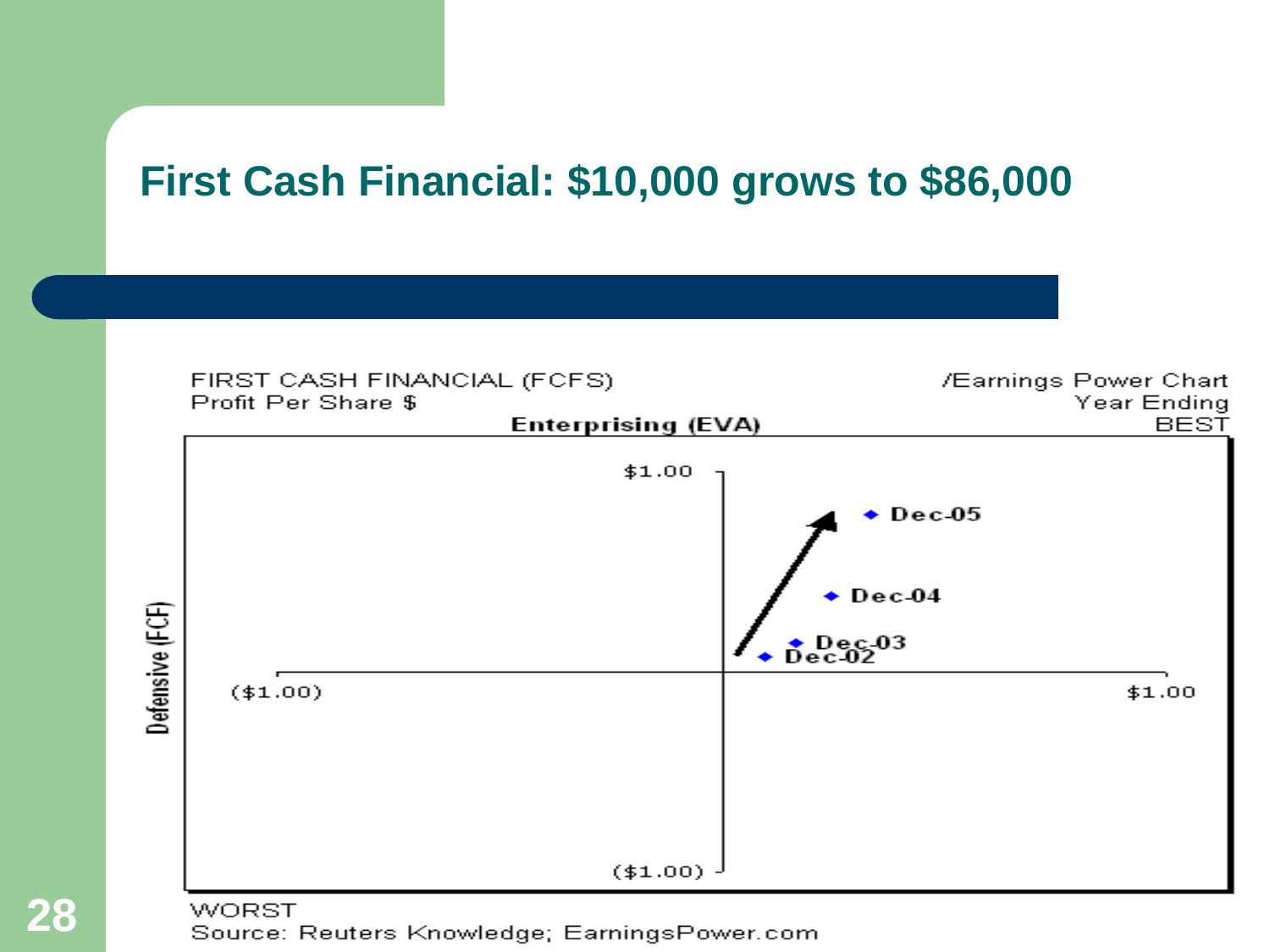# First Cash Financial: $10,000 grows to $86,000

FIRST CASH FINANCIAL (FCFS)
Profit Per Share $

/Earnings Power Chart
Year Ending
BEST

Enterprising (EVA)

Defensive (FCF)

$1.00

($1.00)

($1.00)

$1.00

Dec-05

Dec-04

Dec-03

Dec-02

WORST

Source: Reuters Knowledge; EarningsPower.com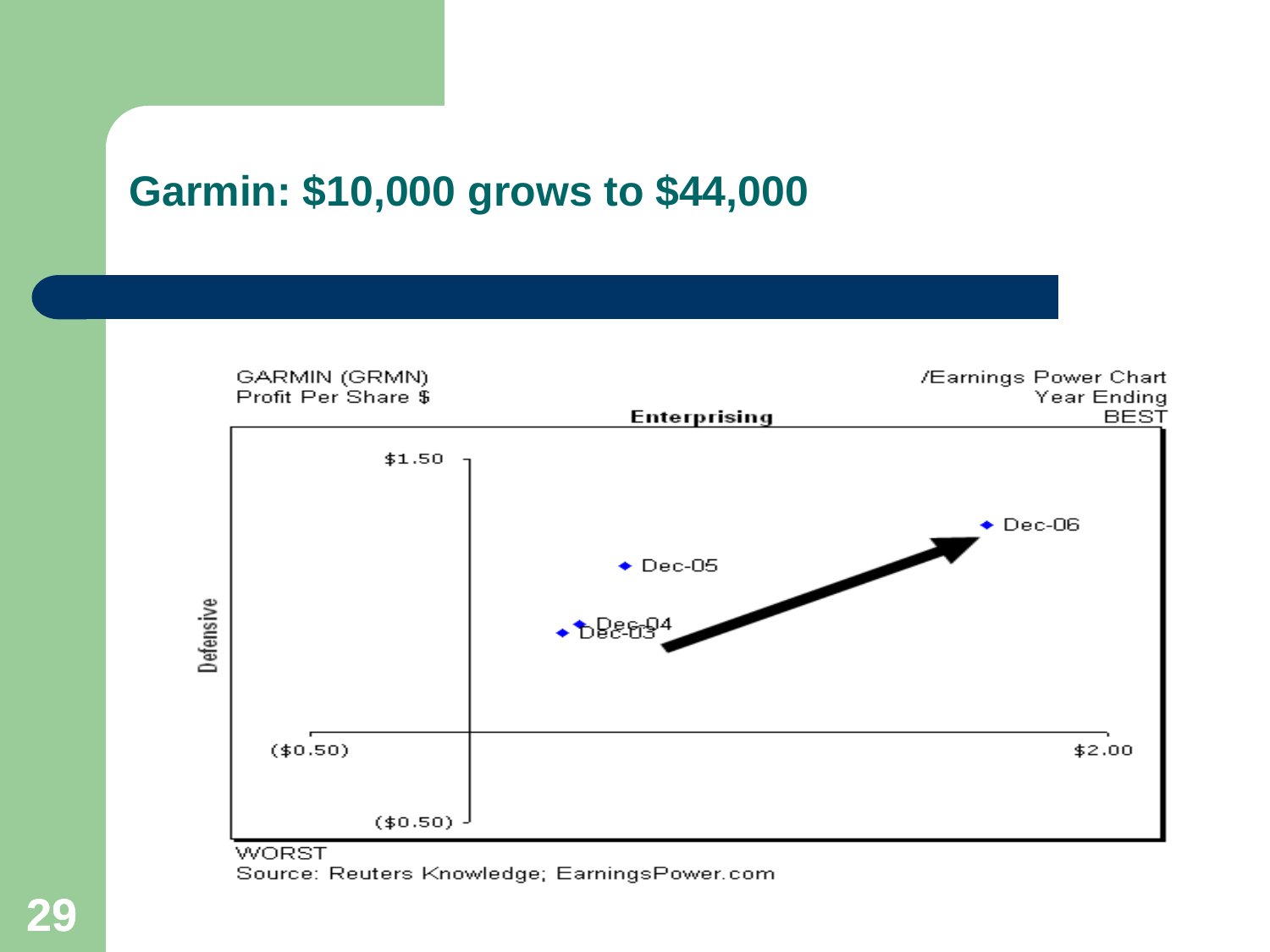# Garmin: $10,000 grows to $44,000

GARMIN (GRMN)
Profit Per Share $

/Earnings Power Chart
Year Ending
BEST

Enterprising

Defensive

$1.50

Dec-06

Dec-05

Dec-04

Dec-03

($0.50)

$2.00

($0.50)

WORST

Source: Reuters Knowledge; EarningsPower.com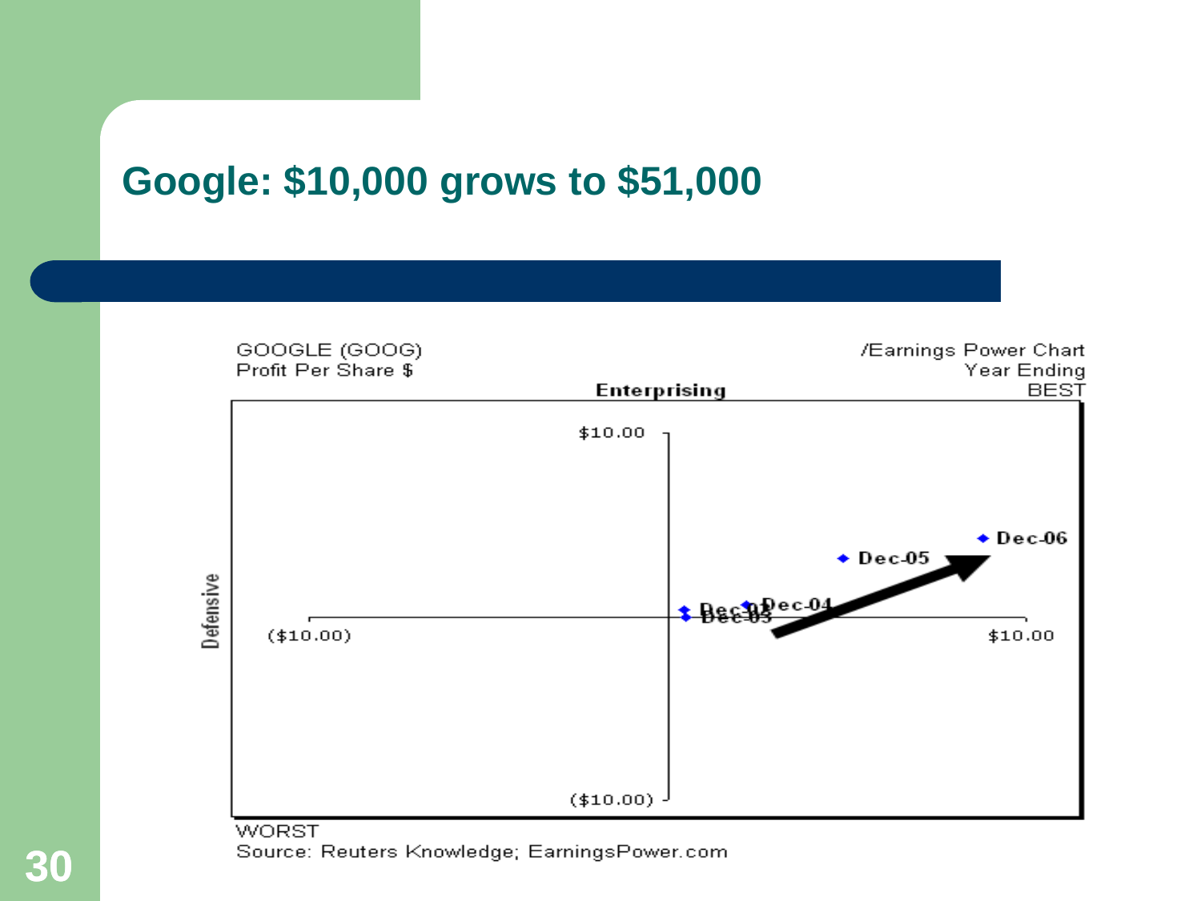# Google: $10,000 grows to $51,000

GOOGLE (GOOG)
Profit Per Share $

/Earnings Power Chart
Year Ending
BEST

Enterprising

Defensive

$10.00

($10.00)

($10.00)

$10.00

Dec-02
Dec-03
Dec-04
Dec-05
Dec-06

WORST

Source: Reuters Knowledge; EarningsPower.com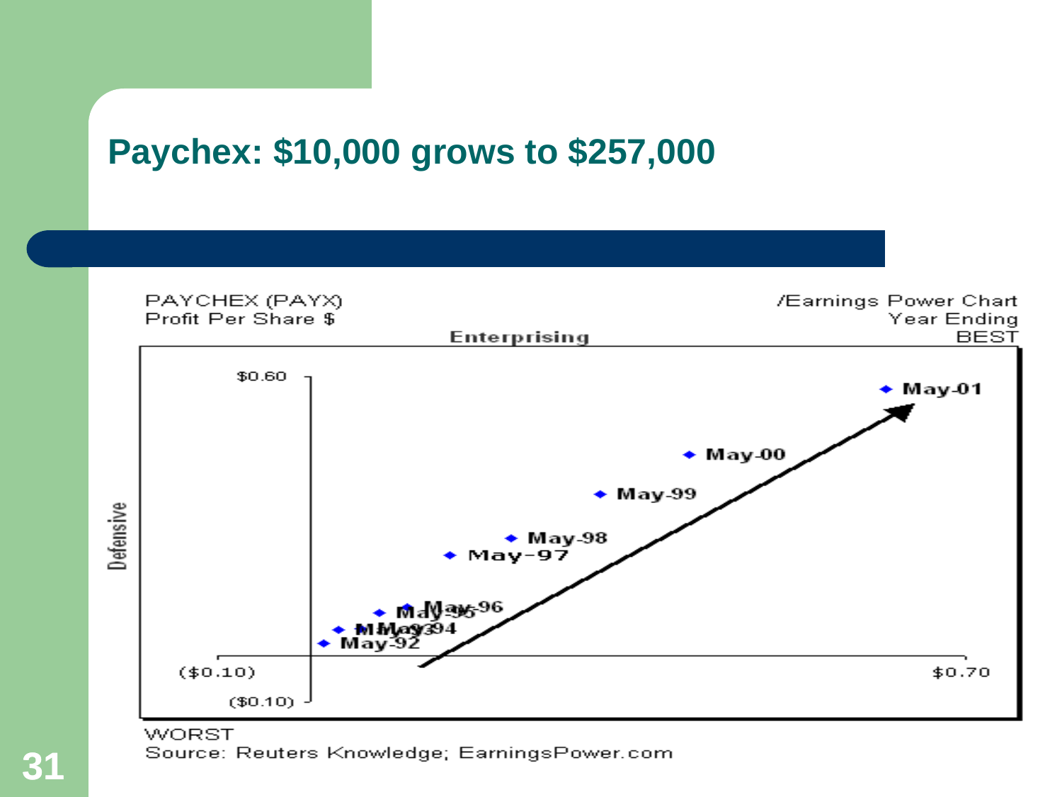# Paychex: $10,000 grows to $257,000

PAYCHEX (PAYX)
Profit Per Share $

/Earnings Power Chart
Year Ending

Enterprising

BEST

Defensive

$0.60

($0.10)

($0.10)

$0.70

May-92

May-93

May-94

May-95

May-96

May-97

May-98

May-99

May-00

May-01

WORST

Source: Reuters Knowledge; EarningsPower.com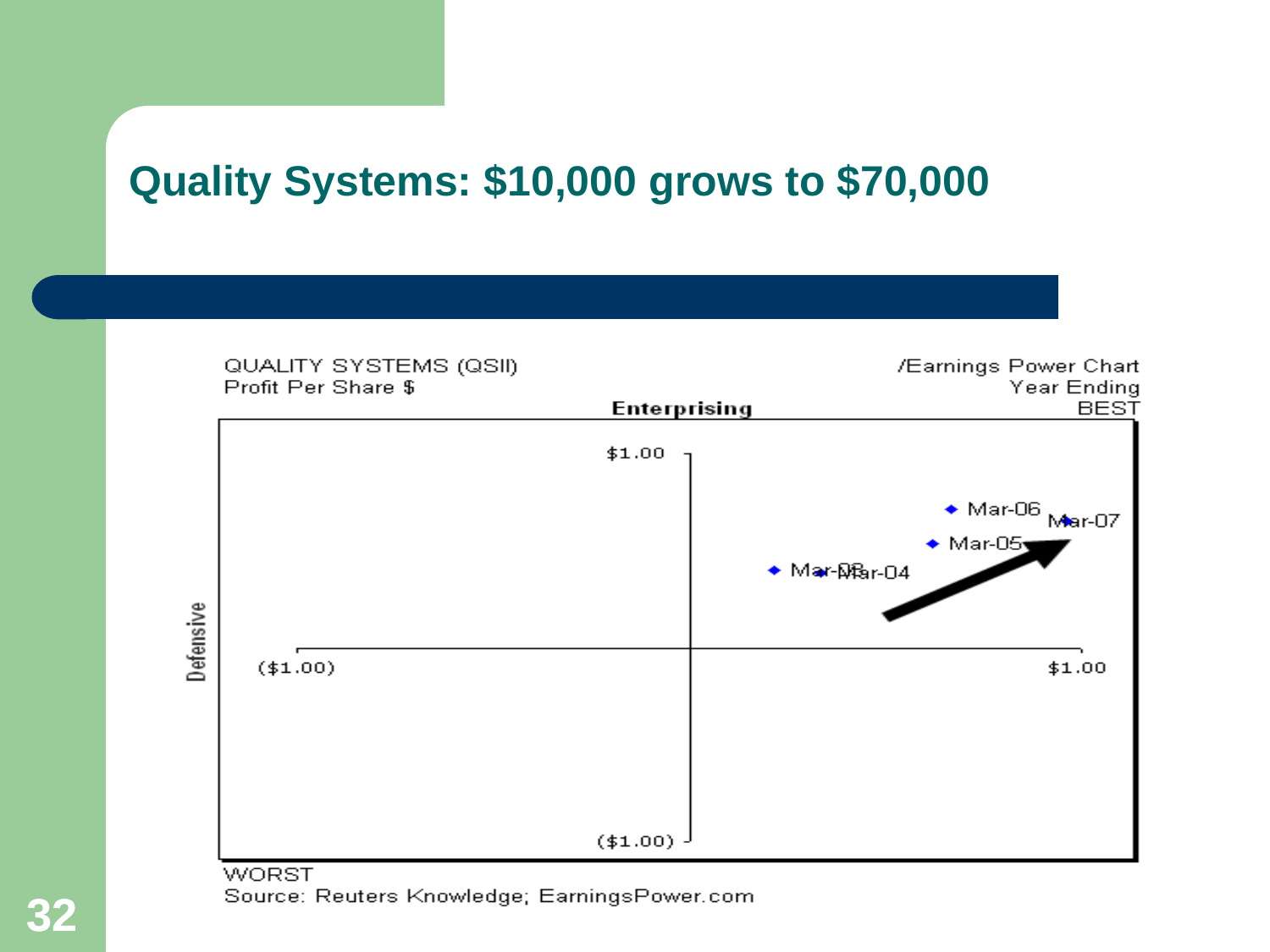# Quality Systems: $10,000 grows to $70,000

QUALITY SYSTEMS (QSII) /Earnings Power Chart
Profit Per Share $ Year Ending

Enterprising

BEST

$1.00

Mar-06

Mar-07

Mar-05

Mar-03 Mar-04

Defensive

($1.00)

$1.00

($1.00)

WORST

Source: Reuters Knowledge; EarningsPower.com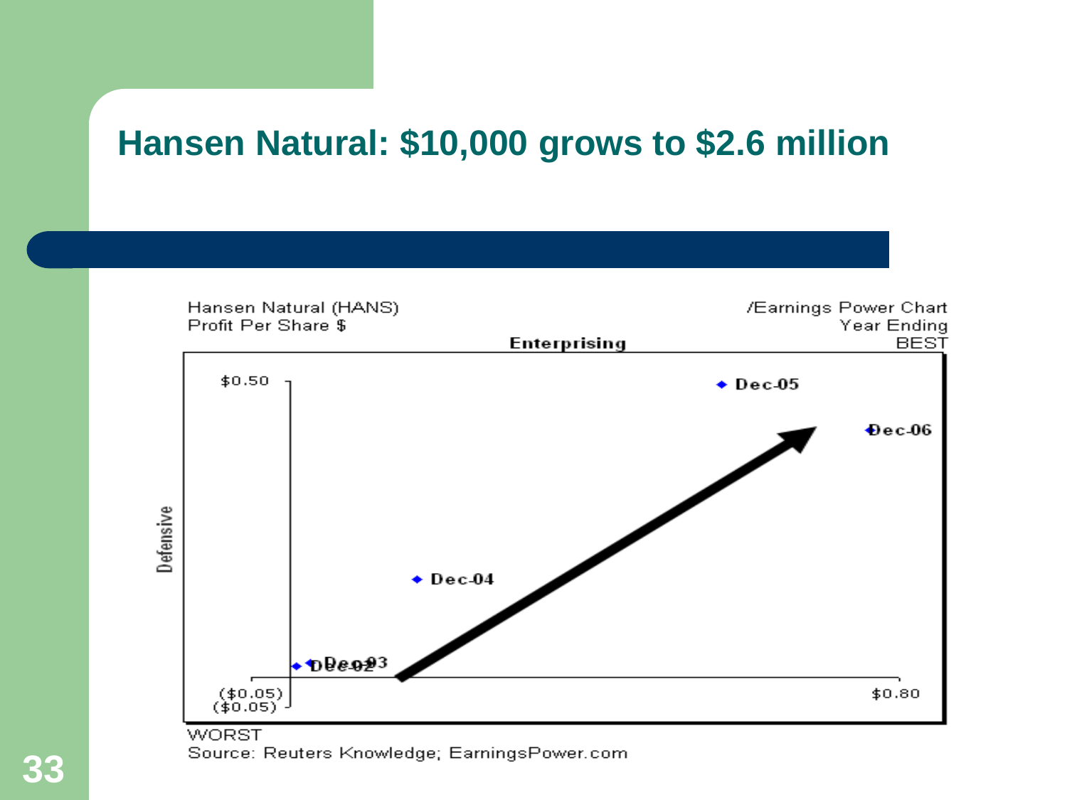# Hansen Natural: $10,000 grows to $2.6 million

Hansen Natural (HANS)
Profit Per Share $

/Earnings Power Chart
Year Ending

Enterprising

BEST

Defensive

$0.50

Dec-05

Dec-06

Dec-04

Dec-03

Dec-02

($0.05)
($0.05)

$0.80

WORST

Source: Reuters Knowledge; EarningsPower.com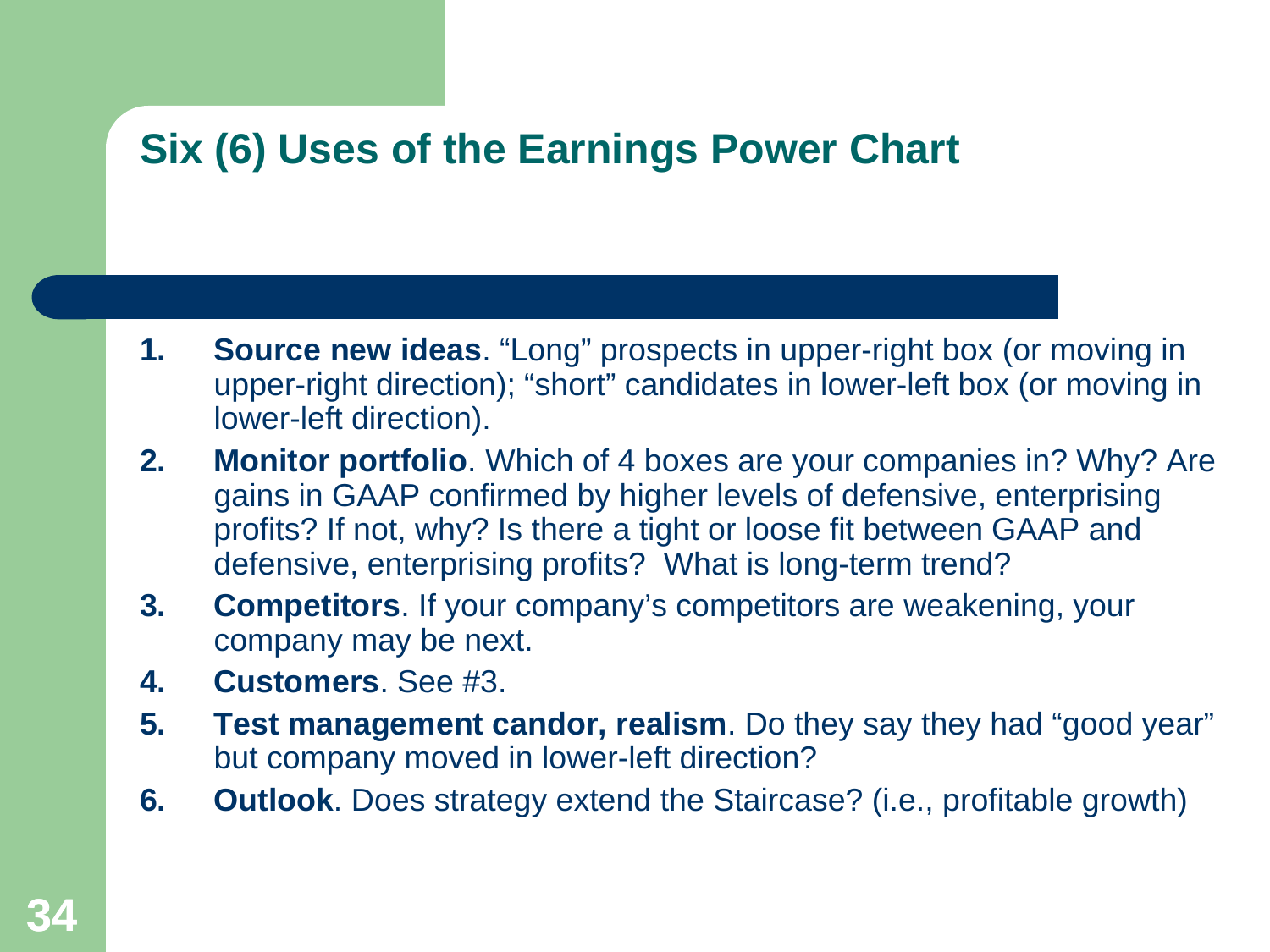# Six (6) Uses of the Earnings Power Chart

1. **Source new ideas**. "Long" prospects in upper-right box (or moving in upper-right direction); "short" candidates in lower-left box (or moving in lower-left direction).
2. **Monitor portfolio**. Which of 4 boxes are your companies in? Why? Are gains in GAAP confirmed by higher levels of defensive, enterprising profits? If not, why? Is there a tight or loose fit between GAAP and defensive, enterprising profits? What is long-term trend?
3. **Competitors**. If your company's competitors are weakening, your company may be next.
4. **Customers**. See #3.
5. **Test management candor, realism**. Do they say they had "good year" but company moved in lower-left direction?
6. **Outlook**. Does strategy extend the Staircase? (i.e., profitable growth)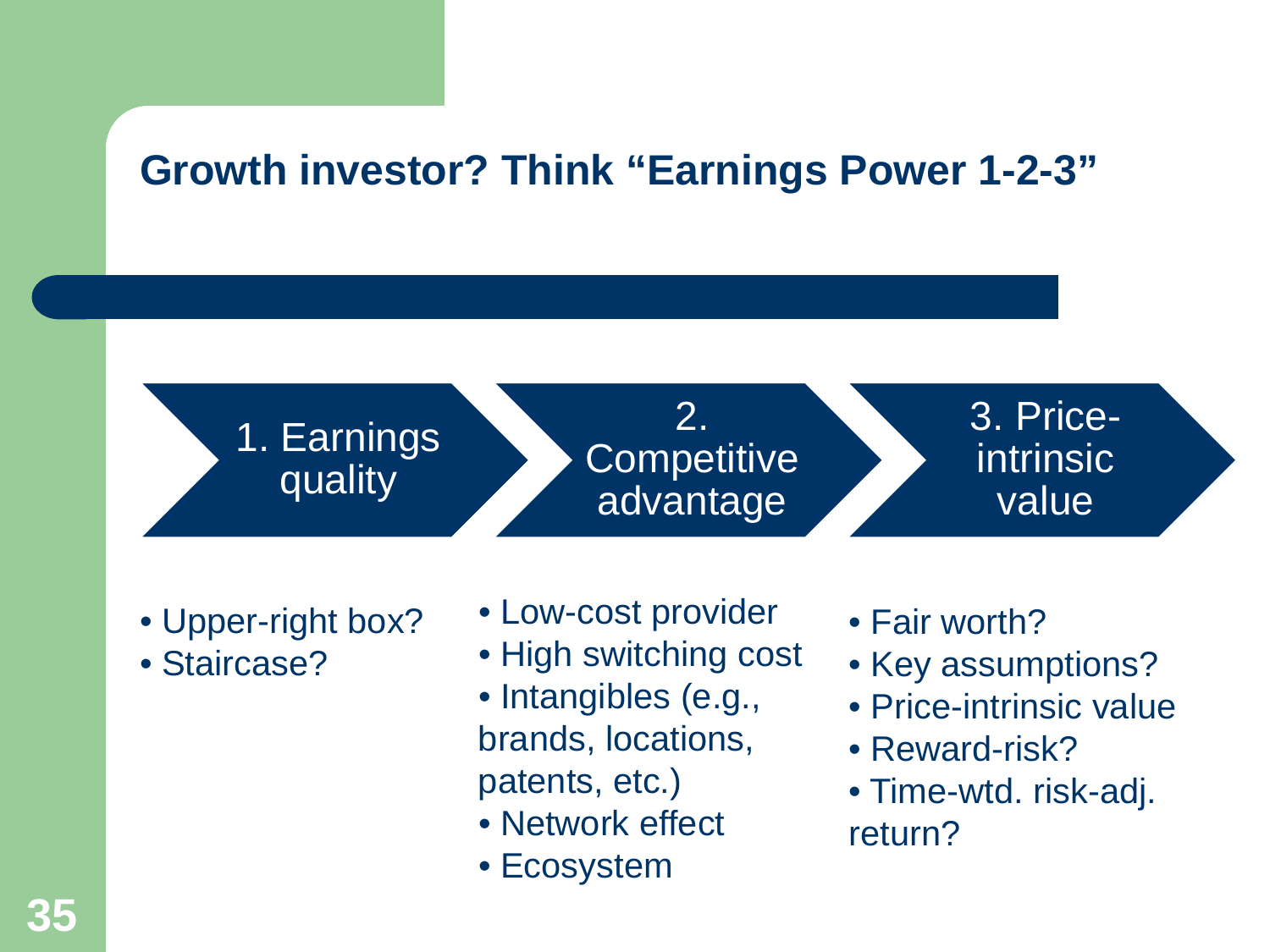## Growth investor? Think "Earnings Power 1-2-3"

### 1. Earnings quality

- Upper-right box?
- Staircase?

### 2. Competitive advantage

- Low-cost provider
- High switching cost
- Intangibles (e.g., brands, locations, patents, etc.)
- Network effect
- Ecosystem

### 3. Price-intrinsic value

- Fair worth?
- Key assumptions?
- Price-intrinsic value
- Reward-risk?
- Time-wtd. risk-adj. return?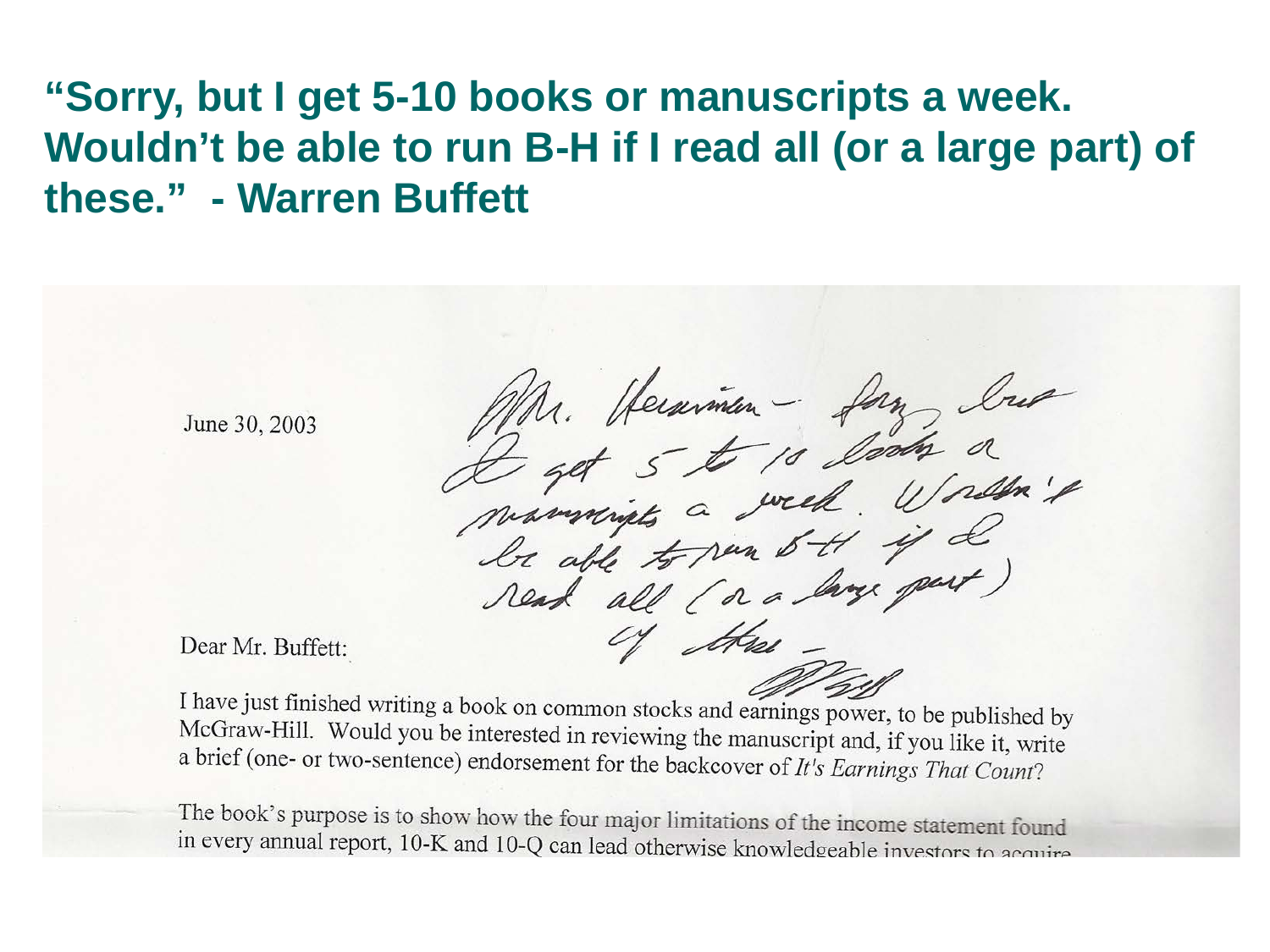# "Sorry, but I get 5-10 books or manuscripts a week. Wouldn't be able to run B-H if I read all (or a large part) of these." - Warren Buffett

June 30, 2003

Mr. Hersniman – Sorry but I get 5 to 10 books or manuscripts a week. Wouldn't be able to run B-H if I read all (or a large part) of these –

WEB

Dear Mr. Buffett:

I have just finished writing a book on common stocks and earnings power, to be published by McGraw-Hill. Would you be interested in reviewing the manuscript and, if you like it, write a brief (one- or two-sentence) endorsement for the backcover of *It's Earnings That Count*?

The book's purpose is to show how the four major limitations of the income statement found in every annual report, 10-K and 10-Q can lead otherwise knowledgeable investors to acquire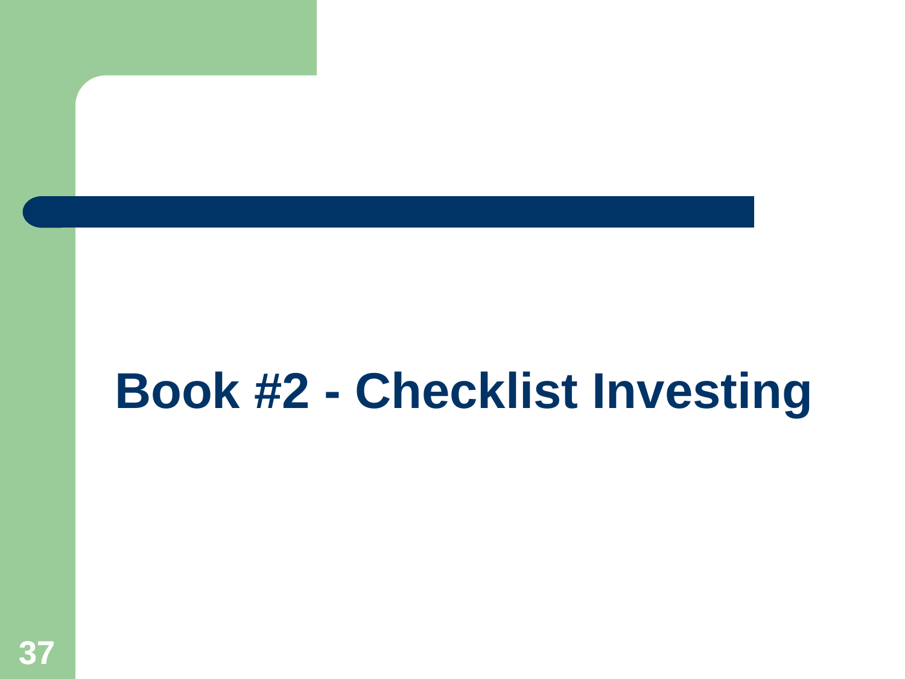# Book #2 - Checklist Investing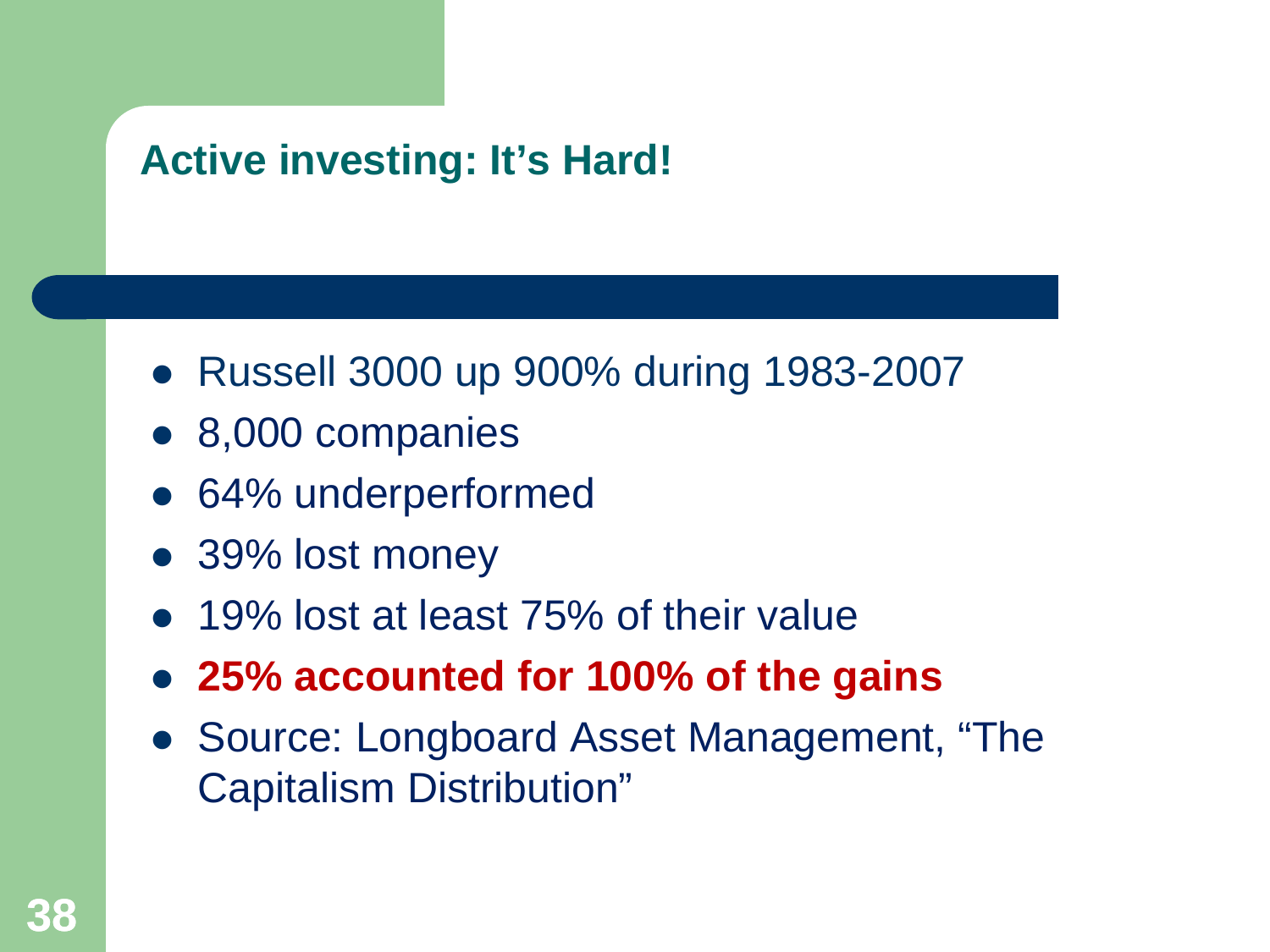## Active investing: It's Hard!

- Russell 3000 up 900% during 1983-2007
- 8,000 companies
- 64% underperformed
- 39% lost money
- 19% lost at least 75% of their value
- **25% accounted for 100% of the gains**
- Source: Longboard Asset Management, "The Capitalism Distribution"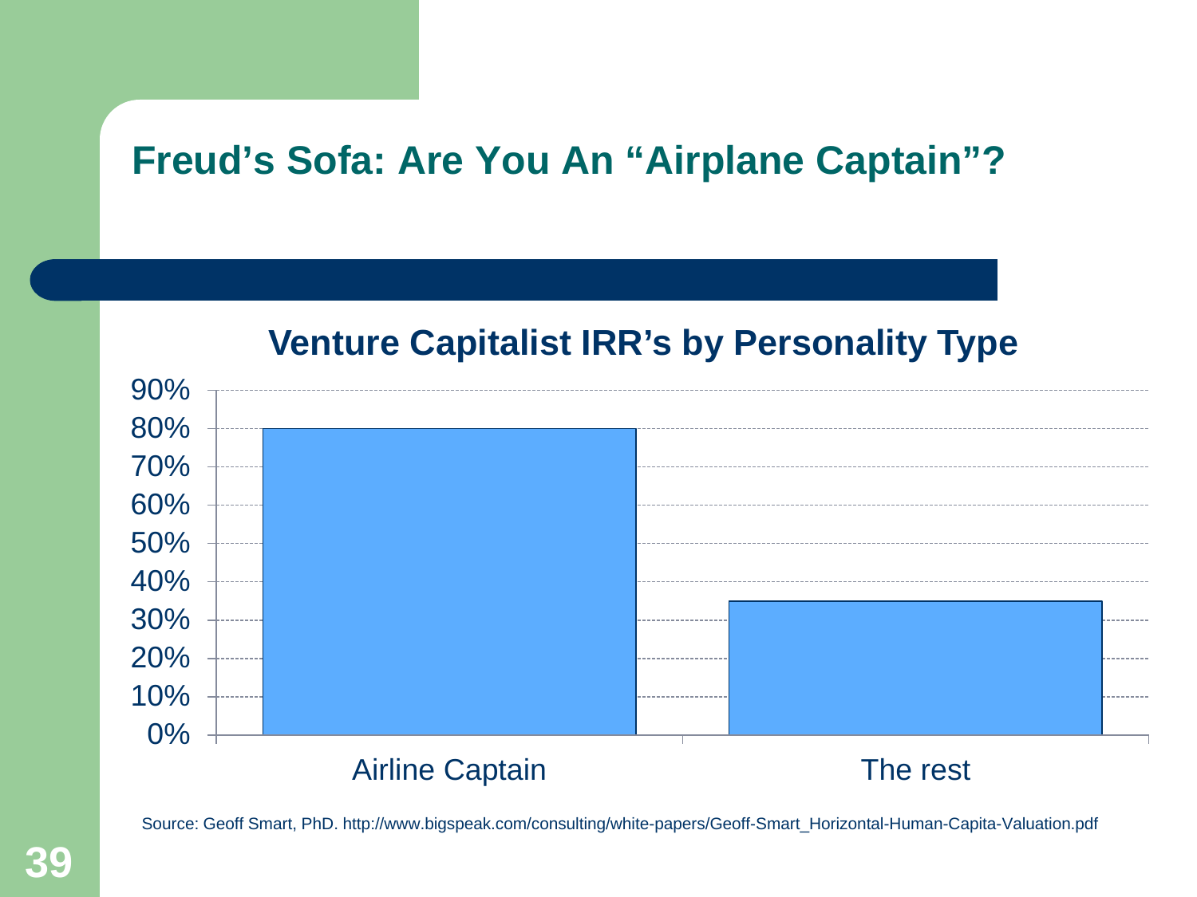# Freud's Sofa: Are You An "Airplane Captain"?

## Venture Capitalist IRR's by Personality Type

| Personality Type | IRR |
|---|---|
| Airline Captain | 80% |
| The rest | 35% |

Source: Geoff Smart, PhD. http://www.bigspeak.com/consulting/white-papers/Geoff-Smart_Horizontal-Human-Capita-Valuation.pdf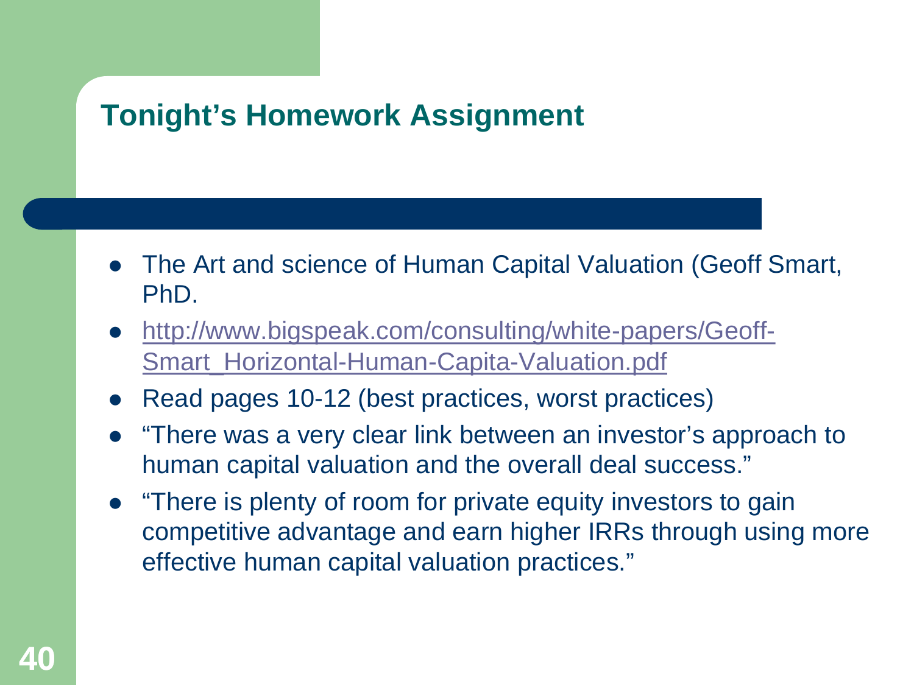# Tonight's Homework Assignment

- The Art and science of Human Capital Valuation (Geoff Smart, PhD.
- http://www.bigspeak.com/consulting/white-papers/Geoff-Smart_Horizontal-Human-Capita-Valuation.pdf
- Read pages 10-12 (best practices, worst practices)
- "There was a very clear link between an investor's approach to human capital valuation and the overall deal success."
- "There is plenty of room for private equity investors to gain competitive advantage and earn higher IRRs through using more effective human capital valuation practices."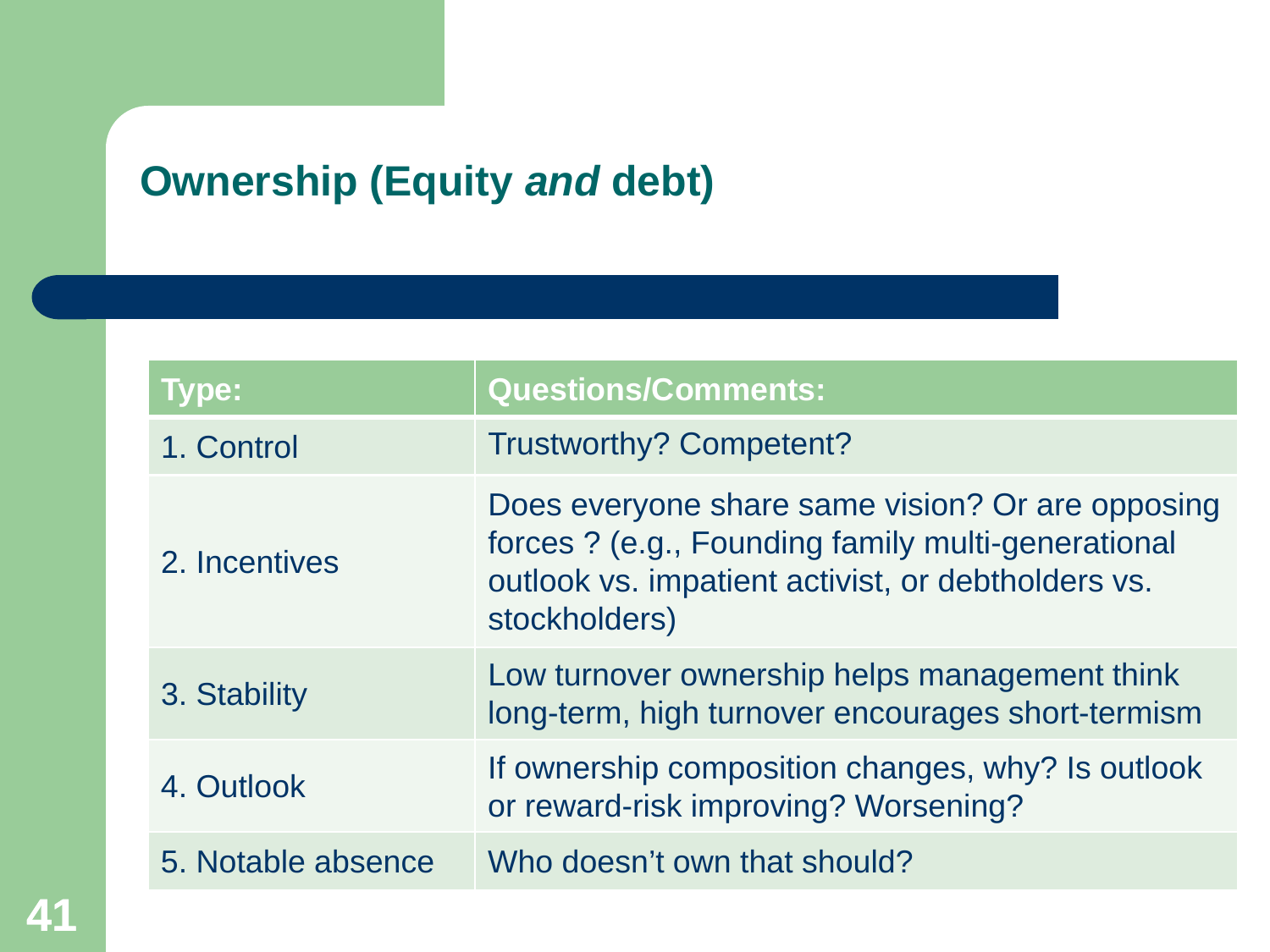## Ownership (Equity *and* debt)

| Type: | Questions/Comments: |
| --- | --- |
| 1. Control | Trustworthy? Competent? |
| 2. Incentives | Does everyone share same vision? Or are opposing forces ? (e.g., Founding family multi-generational outlook vs. impatient activist, or debtholders vs. stockholders) |
| 3. Stability | Low turnover ownership helps management think long-term, high turnover encourages short-termism |
| 4. Outlook | If ownership composition changes, why? Is outlook or reward-risk improving? Worsening? |
| 5. Notable absence | Who doesn't own that should? |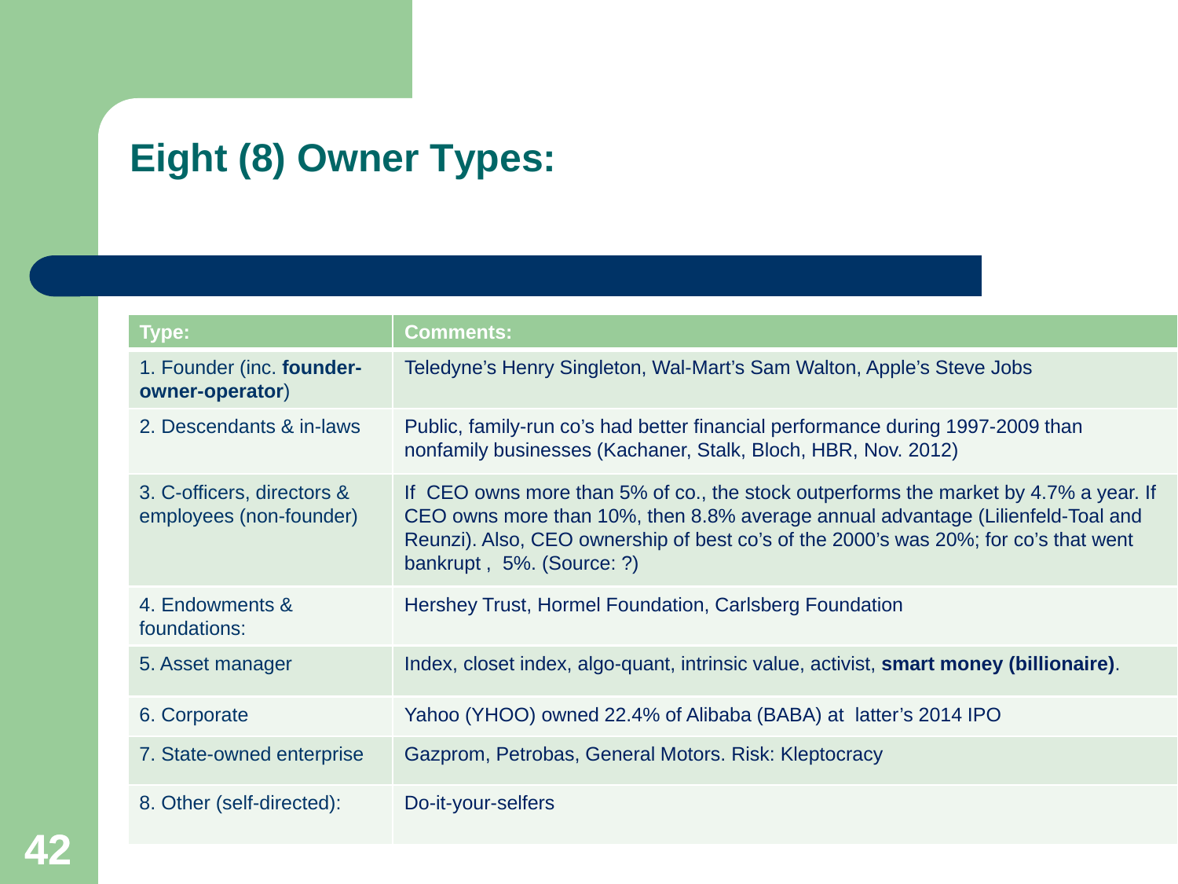# Eight (8) Owner Types:

| Type: | Comments: |
|---|---|
| 1. Founder (inc. **founder-owner-operator**) | Teledyne's Henry Singleton, Wal-Mart's Sam Walton, Apple's Steve Jobs |
| 2. Descendants & in-laws | Public, family-run co's had better financial performance during 1997-2009 than nonfamily businesses (Kachaner, Stalk, Bloch, HBR, Nov. 2012) |
| 3. C-officers, directors & employees (non-founder) | If CEO owns more than 5% of co., the stock outperforms the market by 4.7% a year. If CEO owns more than 10%, then 8.8% average annual advantage (Lilienfeld-Toal and Reunzi). Also, CEO ownership of best co's of the 2000's was 20%; for co's that went bankrupt , 5%. (Source: ?) |
| 4. Endowments & foundations: | Hershey Trust, Hormel Foundation, Carlsberg Foundation |
| 5. Asset manager | Index, closet index, algo-quant, intrinsic value, activist, **smart money (billionaire)**. |
| 6. Corporate | Yahoo (YHOO) owned 22.4% of Alibaba (BABA) at latter's 2014 IPO |
| 7. State-owned enterprise | Gazprom, Petrobas, General Motors. Risk: Kleptocracy |
| 8. Other (self-directed): | Do-it-your-selfers |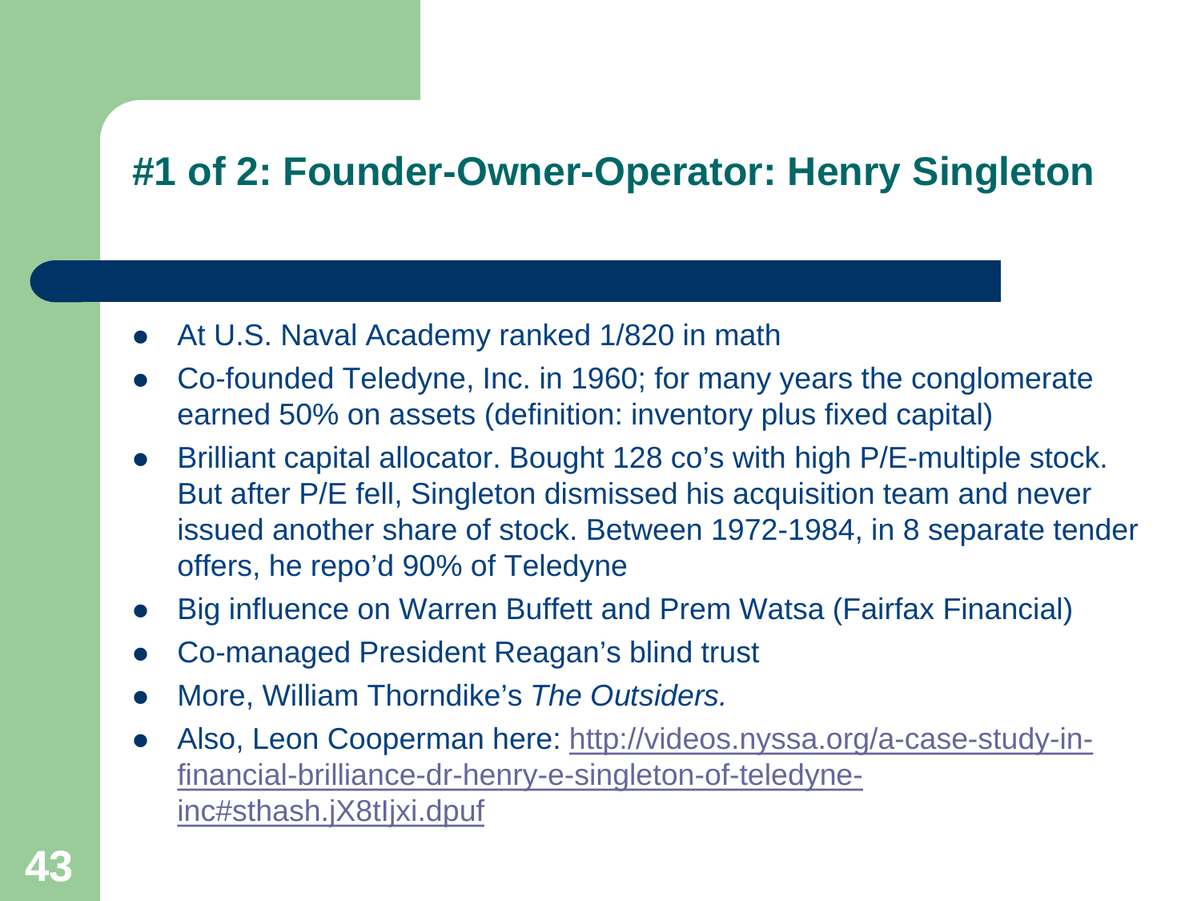## #1 of 2: Founder-Owner-Operator: Henry Singleton

- At U.S. Naval Academy ranked 1/820 in math
- Co-founded Teledyne, Inc. in 1960; for many years the conglomerate earned 50% on assets (definition: inventory plus fixed capital)
- Brilliant capital allocator. Bought 128 co's with high P/E-multiple stock. But after P/E fell, Singleton dismissed his acquisition team and never issued another share of stock. Between 1972-1984, in 8 separate tender offers, he repo'd 90% of Teledyne
- Big influence on Warren Buffett and Prem Watsa (Fairfax Financial)
- Co-managed President Reagan's blind trust
- More, William Thorndike's *The Outsiders.*
- Also, Leon Cooperman here: [http://videos.nyssa.org/a-case-study-in-financial-brilliance-dr-henry-e-singleton-of-teledyne-inc#sthash.jX8tIjxi.dpuf](http://videos.nyssa.org/a-case-study-in-financial-brilliance-dr-henry-e-singleton-of-teledyne-inc#sthash.jX8tIjxi.dpuf)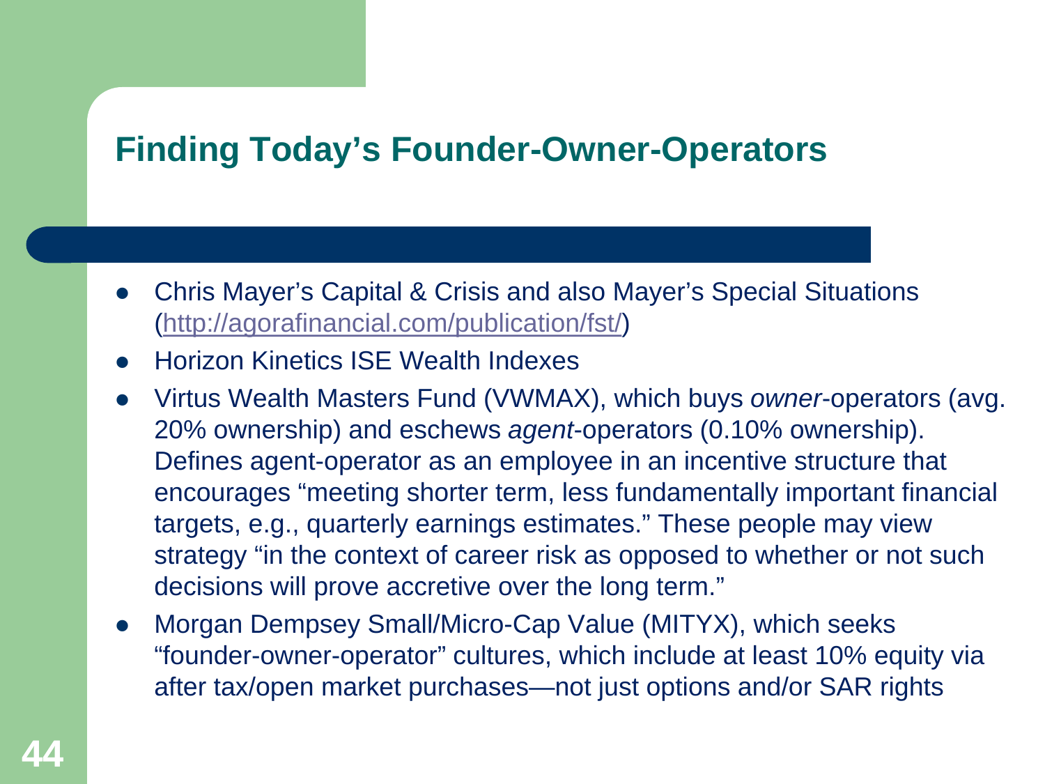## Finding Today's Founder-Owner-Operators

- Chris Mayer's Capital & Crisis and also Mayer's Special Situations (http://agorafinancial.com/publication/fst/)
- Horizon Kinetics ISE Wealth Indexes
- Virtus Wealth Masters Fund (VWMAX), which buys *owner*-operators (avg. 20% ownership) and eschews *agent*-operators (0.10% ownership). Defines agent-operator as an employee in an incentive structure that encourages "meeting shorter term, less fundamentally important financial targets, e.g., quarterly earnings estimates." These people may view strategy "in the context of career risk as opposed to whether or not such decisions will prove accretive over the long term."
- Morgan Dempsey Small/Micro-Cap Value (MITYX), which seeks "founder-owner-operator" cultures, which include at least 10% equity via after tax/open market purchases—not just options and/or SAR rights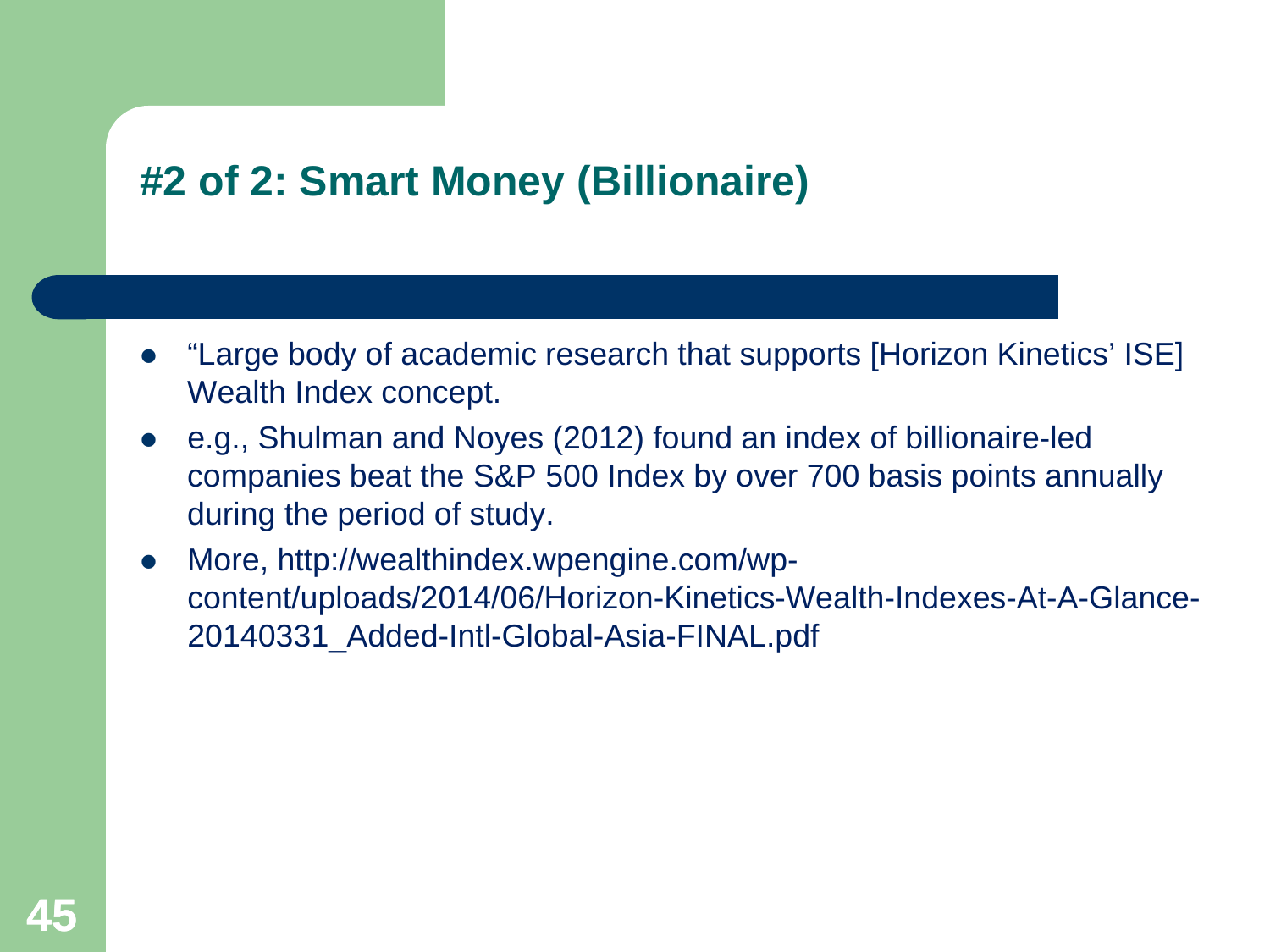# #2 of 2: Smart Money (Billionaire)

- “Large body of academic research that supports [Horizon Kinetics’ ISE] Wealth Index concept.
- e.g., Shulman and Noyes (2012) found an index of billionaire-led companies beat the S&P 500 Index by over 700 basis points annually during the period of study.
- More, http://wealthindex.wpengine.com/wp-content/uploads/2014/06/Horizon-Kinetics-Wealth-Indexes-At-A-Glance-20140331_Added-Intl-Global-Asia-FINAL.pdf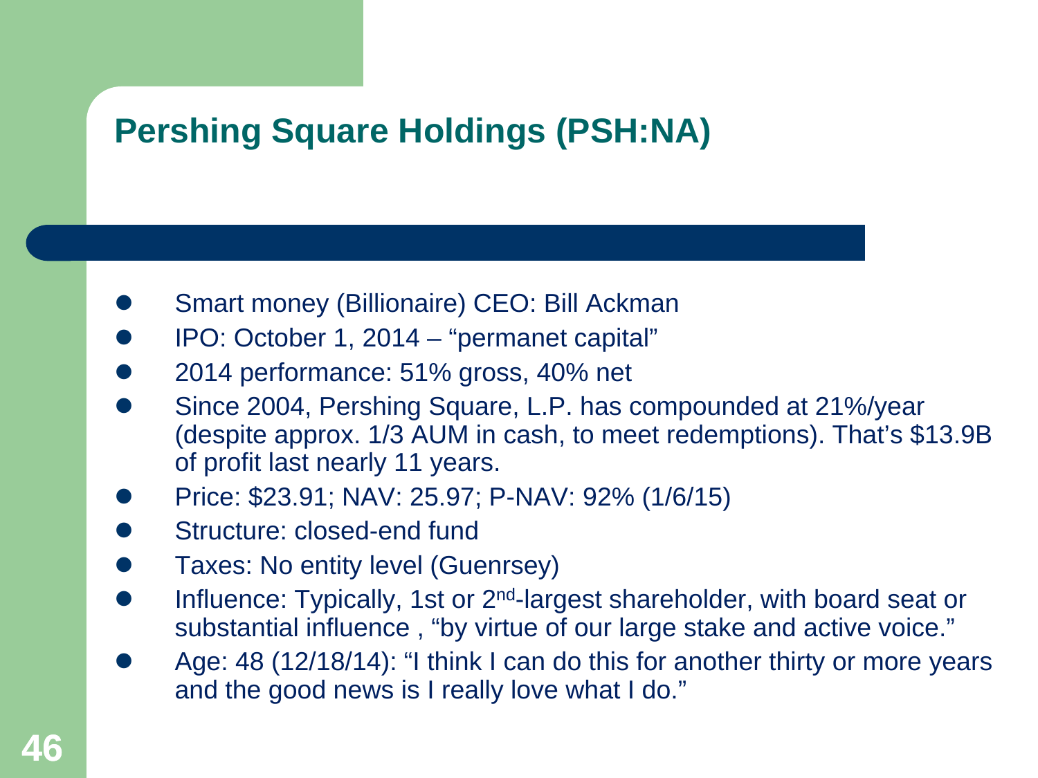## Pershing Square Holdings (PSH:NA)

- Smart money (Billionaire) CEO: Bill Ackman
- IPO: October 1, 2014 – "permanet capital"
- 2014 performance: 51% gross, 40% net
- Since 2004, Pershing Square, L.P. has compounded at 21%/year (despite approx. 1/3 AUM in cash, to meet redemptions). That's $13.9B of profit last nearly 11 years.
- Price: $23.91; NAV: 25.97; P-NAV: 92% (1/6/15)
- Structure: closed-end fund
- Taxes: No entity level (Guenrsey)
- Influence: Typically, 1st or 2nd-largest shareholder, with board seat or substantial influence , "by virtue of our large stake and active voice."
- Age: 48 (12/18/14): "I think I can do this for another thirty or more years and the good news is I really love what I do."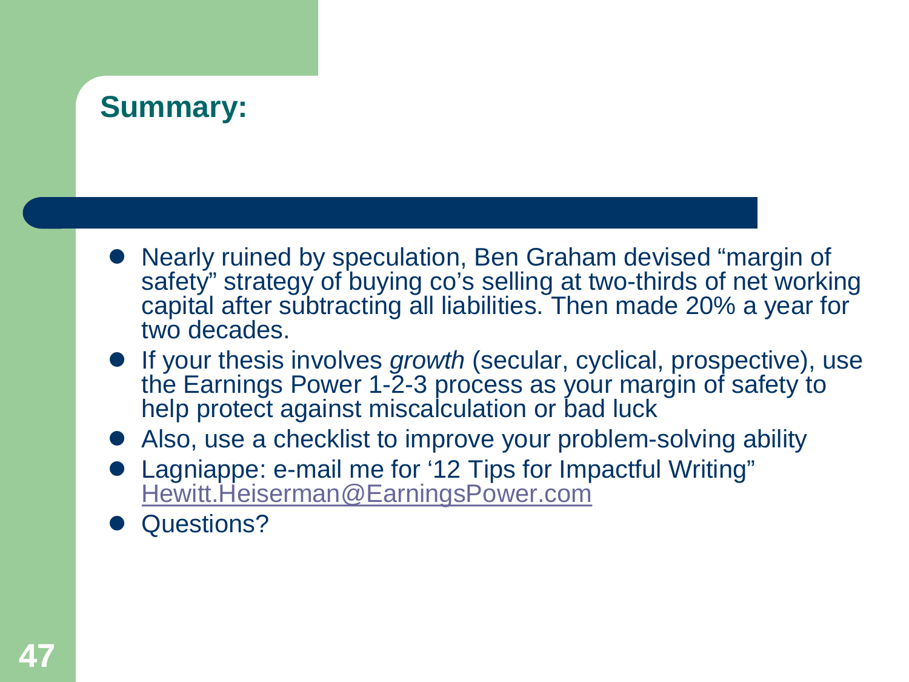## Summary:

- Nearly ruined by speculation, Ben Graham devised “margin of safety” strategy of buying co’s selling at two-thirds of net working capital after subtracting all liabilities. Then made 20% a year for two decades.
- If your thesis involves *growth* (secular, cyclical, prospective), use the Earnings Power 1-2-3 process as your margin of safety to help protect against miscalculation or bad luck
- Also, use a checklist to improve your problem-solving ability
- Lagniappe: e-mail me for ‘12 Tips for Impactful Writing” Hewitt.Heiserman@EarningsPower.com
- Questions?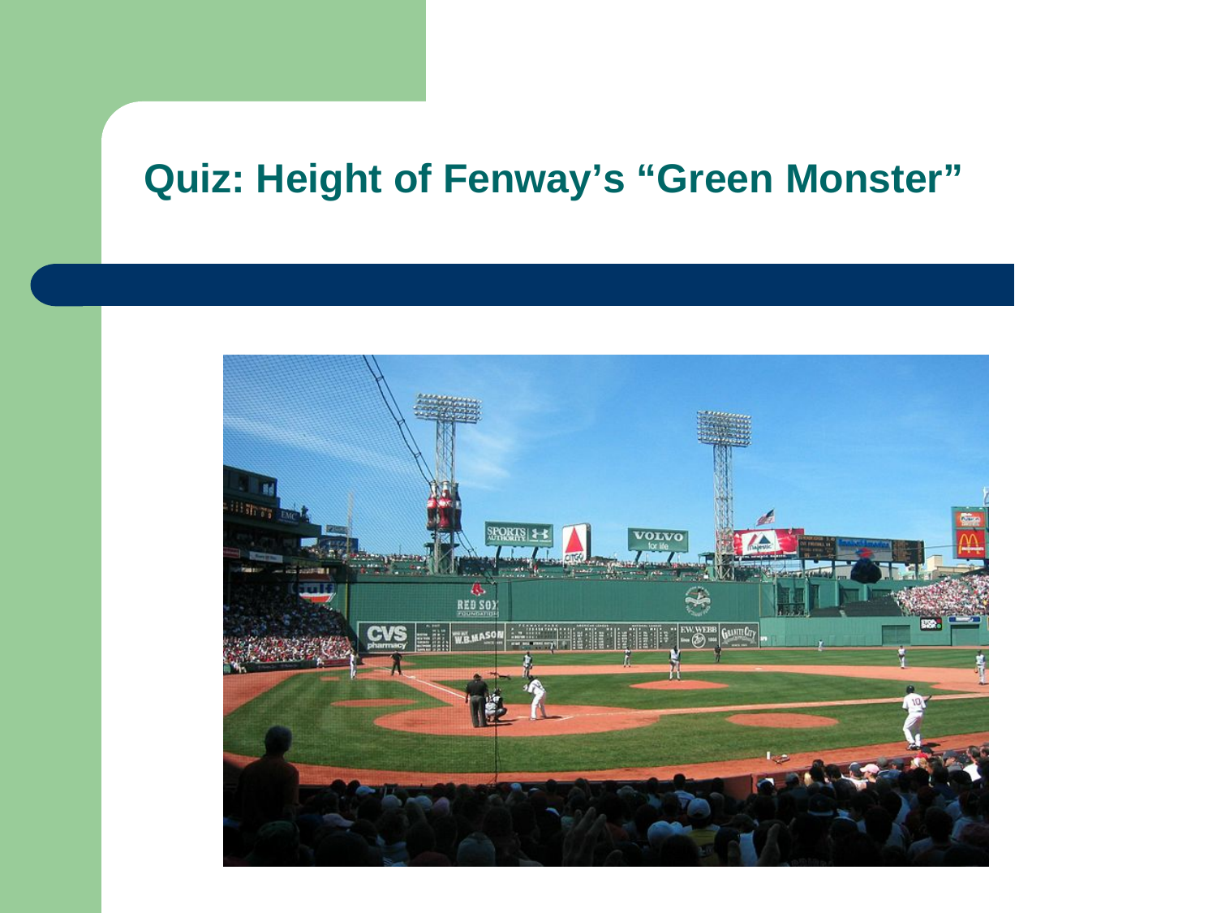## Quiz: Height of Fenway's "Green Monster"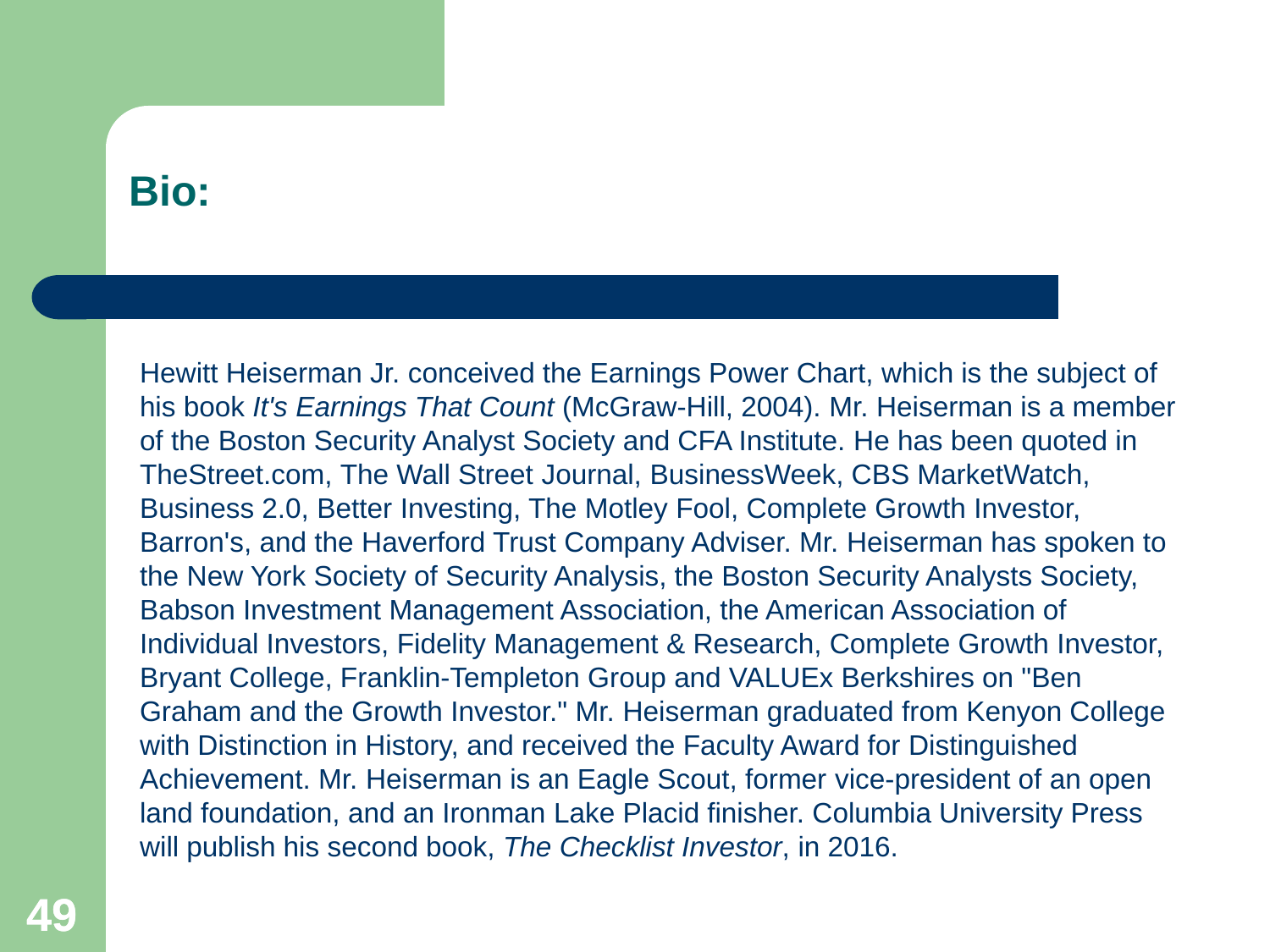## Bio:

Hewitt Heiserman Jr. conceived the Earnings Power Chart, which is the subject of his book *It's Earnings That Count* (McGraw-Hill, 2004). Mr. Heiserman is a member of the Boston Security Analyst Society and CFA Institute. He has been quoted in TheStreet.com, The Wall Street Journal, BusinessWeek, CBS MarketWatch, Business 2.0, Better Investing, The Motley Fool, Complete Growth Investor, Barron's, and the Haverford Trust Company Adviser. Mr. Heiserman has spoken to the New York Society of Security Analysis, the Boston Security Analysts Society, Babson Investment Management Association, the American Association of Individual Investors, Fidelity Management & Research, Complete Growth Investor, Bryant College, Franklin-Templeton Group and VALUEx Berkshires on "Ben Graham and the Growth Investor." Mr. Heiserman graduated from Kenyon College with Distinction in History, and received the Faculty Award for Distinguished Achievement. Mr. Heiserman is an Eagle Scout, former vice-president of an open land foundation, and an Ironman Lake Placid finisher. Columbia University Press will publish his second book, *The Checklist Investor*, in 2016.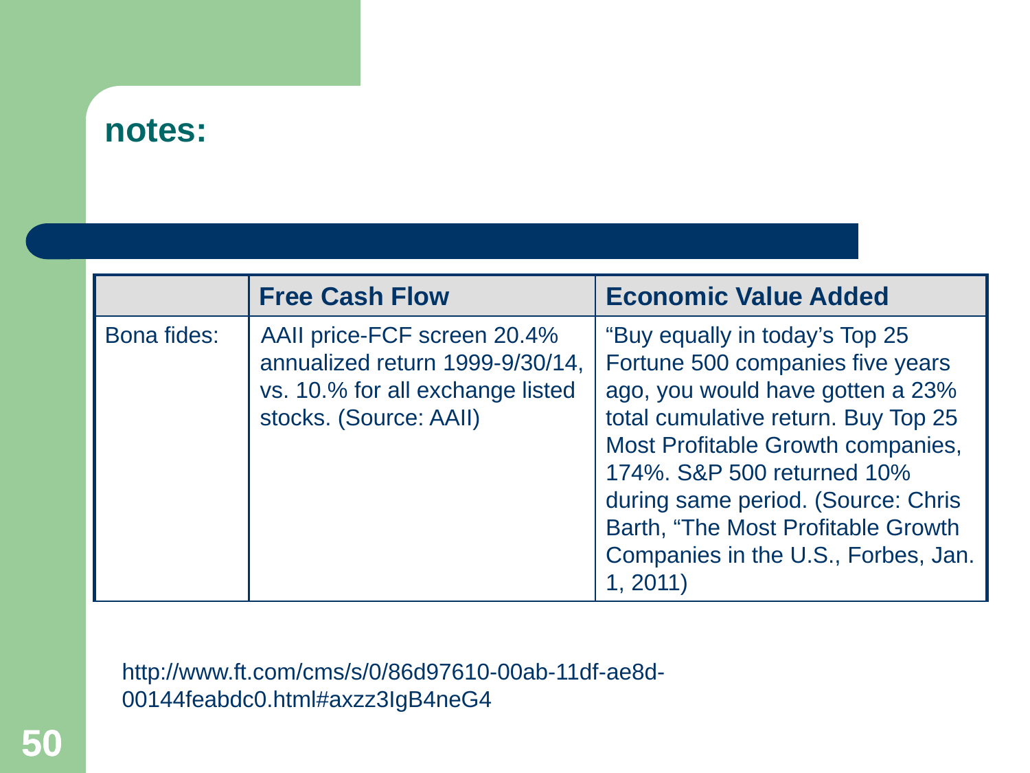## notes:

| | Free Cash Flow | Economic Value Added |
|---|---|---|
| Bona fides: | AAII price-FCF screen 20.4% annualized return 1999-9/30/14, vs. 10.% for all exchange listed stocks. (Source: AAII) | "Buy equally in today's Top 25 Fortune 500 companies five years ago, you would have gotten a 23% total cumulative return. Buy Top 25 Most Profitable Growth companies, 174%. S&P 500 returned 10% during same period. (Source: Chris Barth, "The Most Profitable Growth Companies in the U.S., Forbes, Jan. 1, 2011) |

http://www.ft.com/cms/s/0/86d97610-00ab-11df-ae8d-00144feabdc0.html#axzz3IgB4neG4